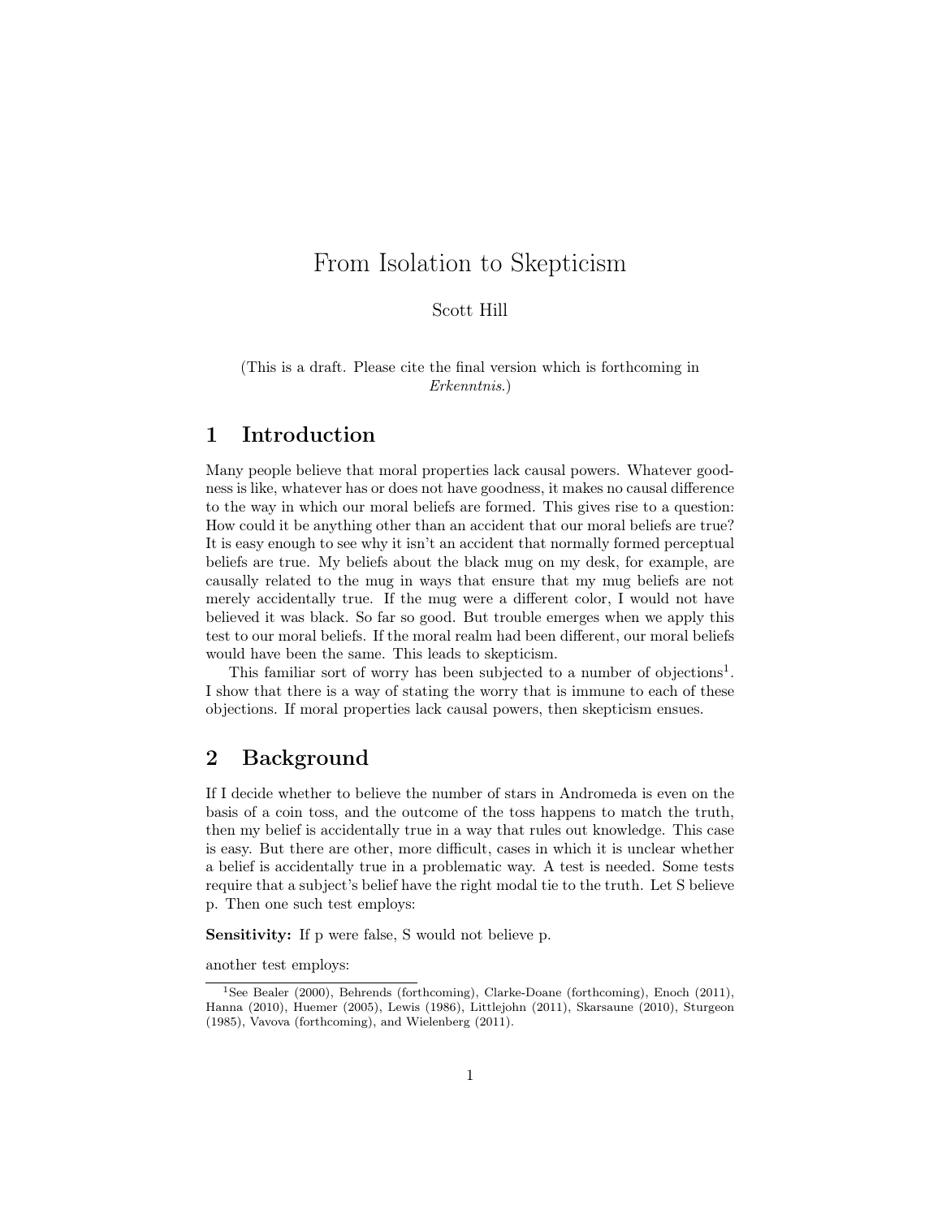# From Isolation to Skepticism

Scott Hill

(This is a draft. Please cite the final version which is forthcoming in *Erkenntnis*.)

## 1 Introduction

Many people believe that moral properties lack causal powers. Whatever goodness is like, whatever has or does not have goodness, it makes no causal difference to the way in which our moral beliefs are formed. This gives rise to a question: How could it be anything other than an accident that our moral beliefs are true? It is easy enough to see why it isn't an accident that normally formed perceptual beliefs are true. My beliefs about the black mug on my desk, for example, are causally related to the mug in ways that ensure that my mug beliefs are not merely accidentally true. If the mug were a different color, I would not have believed it was black. So far so good. But trouble emerges when we apply this test to our moral beliefs. If the moral realm had been different, our moral beliefs would have been the same. This leads to skepticism.

This familiar sort of worry has been subjected to a number of objections[1]. I show that there is a way of stating the worry that is immune to each of these objections. If moral properties lack causal powers, then skepticism ensues.

## 2 Background

If I decide whether to believe the number of stars in Andromeda is even on the basis of a coin toss, and the outcome of the toss happens to match the truth, then my belief is accidentally true in a way that rules out knowledge. This case is easy. But there are other, more difficult, cases in which it is unclear whether a belief is accidentally true in a problematic way. A test is needed. Some tests require that a subject's belief have the right modal tie to the truth. Let S believe p. Then one such test employs:

**Sensitivity:** If p were false, S would not believe p.

another test employs:

[1] See Bealer (2000), Behrends (forthcoming), Clarke-Doane (forthcoming), Enoch (2011), Hanna (2010), Huemer (2005), Lewis (1986), Littlejohn (2011), Skarsaune (2010), Sturgeon (1985), Vavova (forthcoming), and Wielenberg (2011).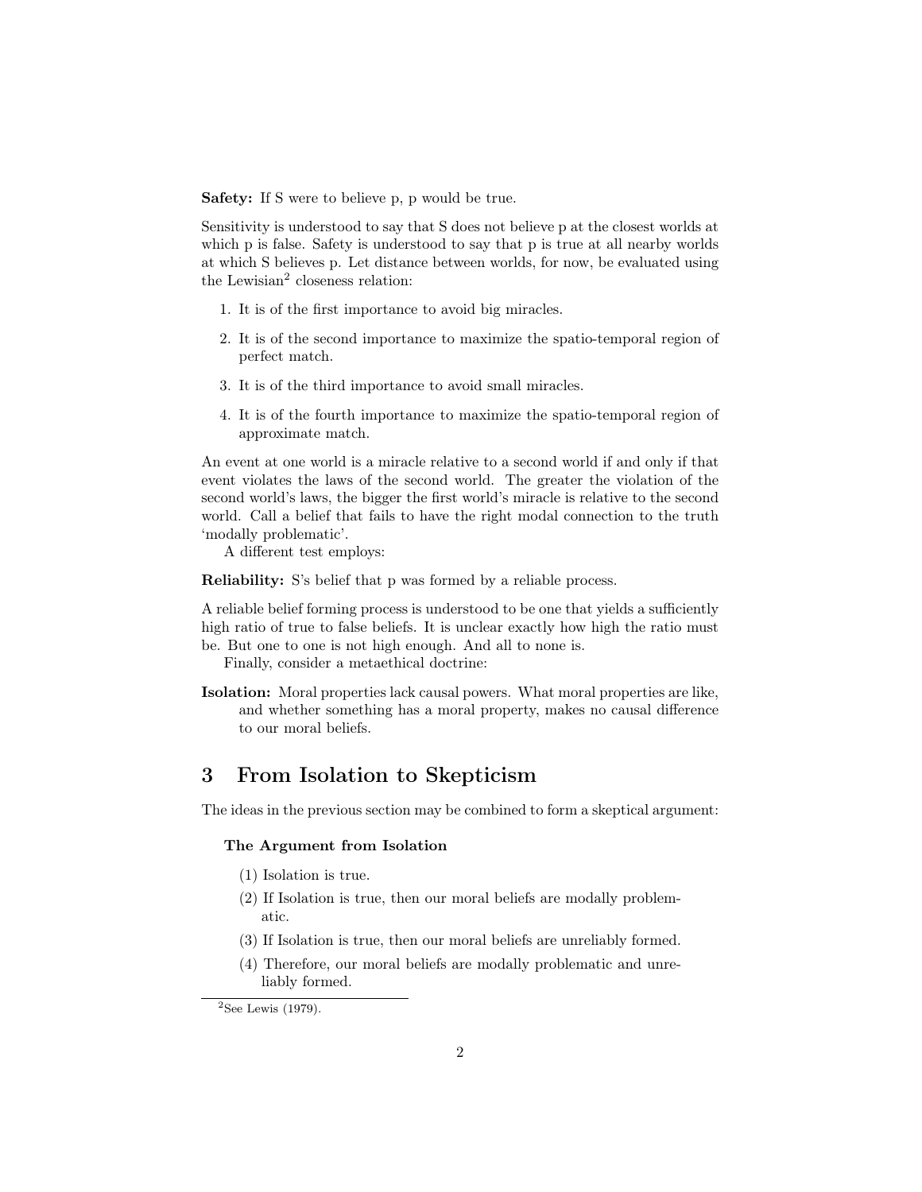**Safety:** If S were to believe p, p would be true.

Sensitivity is understood to say that S does not believe p at the closest worlds at which p is false. Safety is understood to say that p is true at all nearby worlds at which S believes p. Let distance between worlds, for now, be evaluated using the Lewisian[2] closeness relation:

1. It is of the first importance to avoid big miracles.
2. It is of the second importance to maximize the spatio-temporal region of perfect match.
3. It is of the third importance to avoid small miracles.
4. It is of the fourth importance to maximize the spatio-temporal region of approximate match.

An event at one world is a miracle relative to a second world if and only if that event violates the laws of the second world. The greater the violation of the second world's laws, the bigger the first world's miracle is relative to the second world. Call a belief that fails to have the right modal connection to the truth 'modally problematic'.

A different test employs:

**Reliability:** S's belief that p was formed by a reliable process.

A reliable belief forming process is understood to be one that yields a sufficiently high ratio of true to false beliefs. It is unclear exactly how high the ratio must be. But one to one is not high enough. And all to none is.

Finally, consider a metaethical doctrine:

**Isolation:** Moral properties lack causal powers. What moral properties are like, and whether something has a moral property, makes no causal difference to our moral beliefs.

## 3 From Isolation to Skepticism

The ideas in the previous section may be combined to form a skeptical argument:

**The Argument from Isolation**

(1) Isolation is true.

(2) If Isolation is true, then our moral beliefs are modally problematic.

(3) If Isolation is true, then our moral beliefs are unreliably formed.

(4) Therefore, our moral beliefs are modally problematic and unreliably formed.

[2] See Lewis (1979).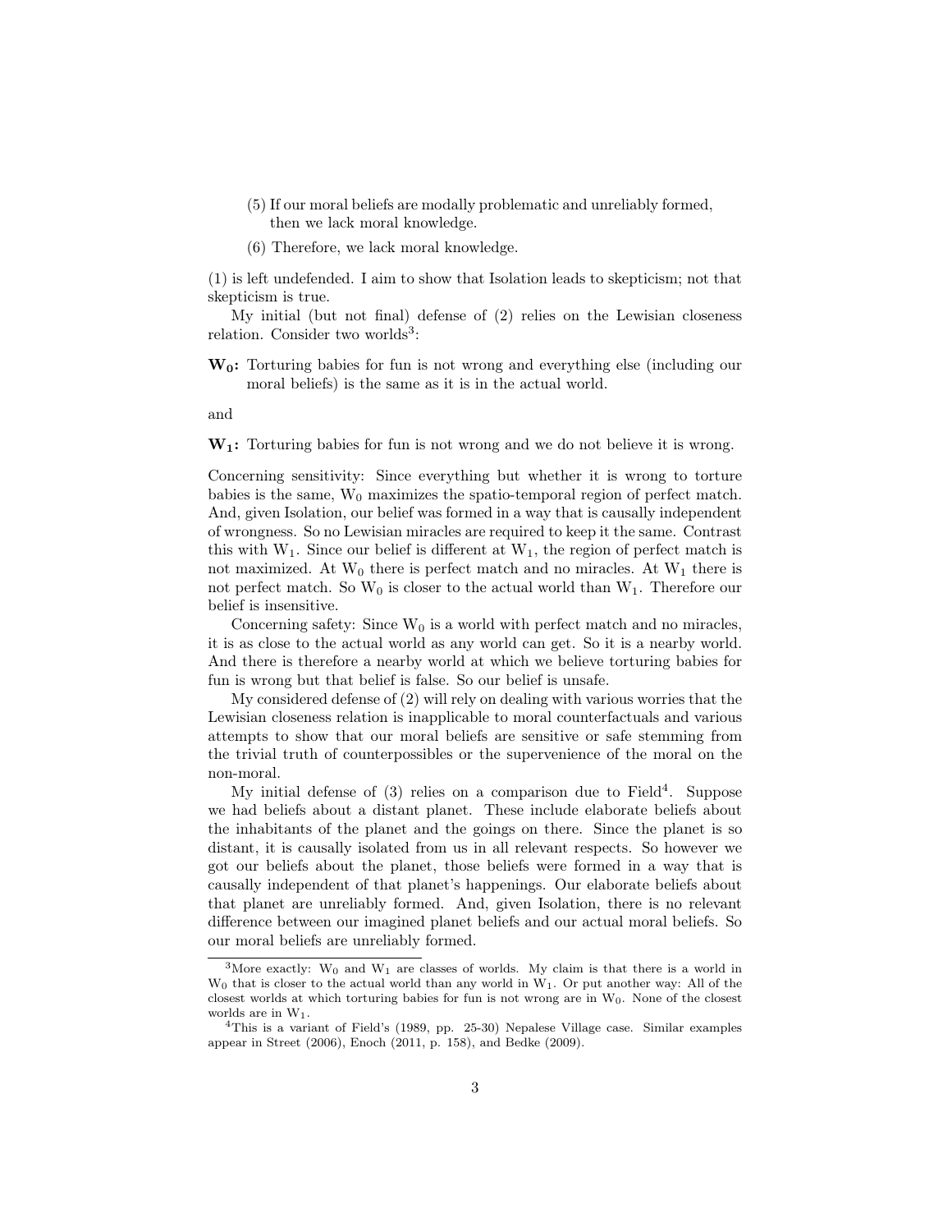(5) If our moral beliefs are modally problematic and unreliably formed, then we lack moral knowledge.

(6) Therefore, we lack moral knowledge.

(1) is left undefended. I aim to show that Isolation leads to skepticism; not that skepticism is true.

My initial (but not final) defense of (2) relies on the Lewisian closeness relation. Consider two worlds[3]:

**$W_0$:** Torturing babies for fun is not wrong and everything else (including our moral beliefs) is the same as it is in the actual world.

and

**$W_1$:** Torturing babies for fun is not wrong and we do not believe it is wrong.

Concerning sensitivity: Since everything but whether it is wrong to torture babies is the same, $W_0$ maximizes the spatio-temporal region of perfect match. And, given Isolation, our belief was formed in a way that is causally independent of wrongness. So no Lewisian miracles are required to keep it the same. Contrast this with $W_1$. Since our belief is different at $W_1$, the region of perfect match is not maximized. At $W_0$ there is perfect match and no miracles. At $W_1$ there is not perfect match. So $W_0$ is closer to the actual world than $W_1$. Therefore our belief is insensitive.

Concerning safety: Since $W_0$ is a world with perfect match and no miracles, it is as close to the actual world as any world can get. So it is a nearby world. And there is therefore a nearby world at which we believe torturing babies for fun is wrong but that belief is false. So our belief is unsafe.

My considered defense of (2) will rely on dealing with various worries that the Lewisian closeness relation is inapplicable to moral counterfactuals and various attempts to show that our moral beliefs are sensitive or safe stemming from the trivial truth of counterpossibles or the supervenience of the moral on the non-moral.

My initial defense of (3) relies on a comparison due to Field[4]. Suppose we had beliefs about a distant planet. These include elaborate beliefs about the inhabitants of the planet and the goings on there. Since the planet is so distant, it is causally isolated from us in all relevant respects. So however we got our beliefs about the planet, those beliefs were formed in a way that is causally independent of that planet's happenings. Our elaborate beliefs about that planet are unreliably formed. And, given Isolation, there is no relevant difference between our imagined planet beliefs and our actual moral beliefs. So our moral beliefs are unreliably formed.

[3] More exactly: $W_0$ and $W_1$ are classes of worlds. My claim is that there is a world in $W_0$ that is closer to the actual world than any world in $W_1$. Or put another way: All of the closest worlds at which torturing babies for fun is not wrong are in $W_0$. None of the closest worlds are in $W_1$.

[4] This is a variant of Field's (1989, pp. 25-30) Nepalese Village case. Similar examples appear in Street (2006), Enoch (2011, p. 158), and Bedke (2009).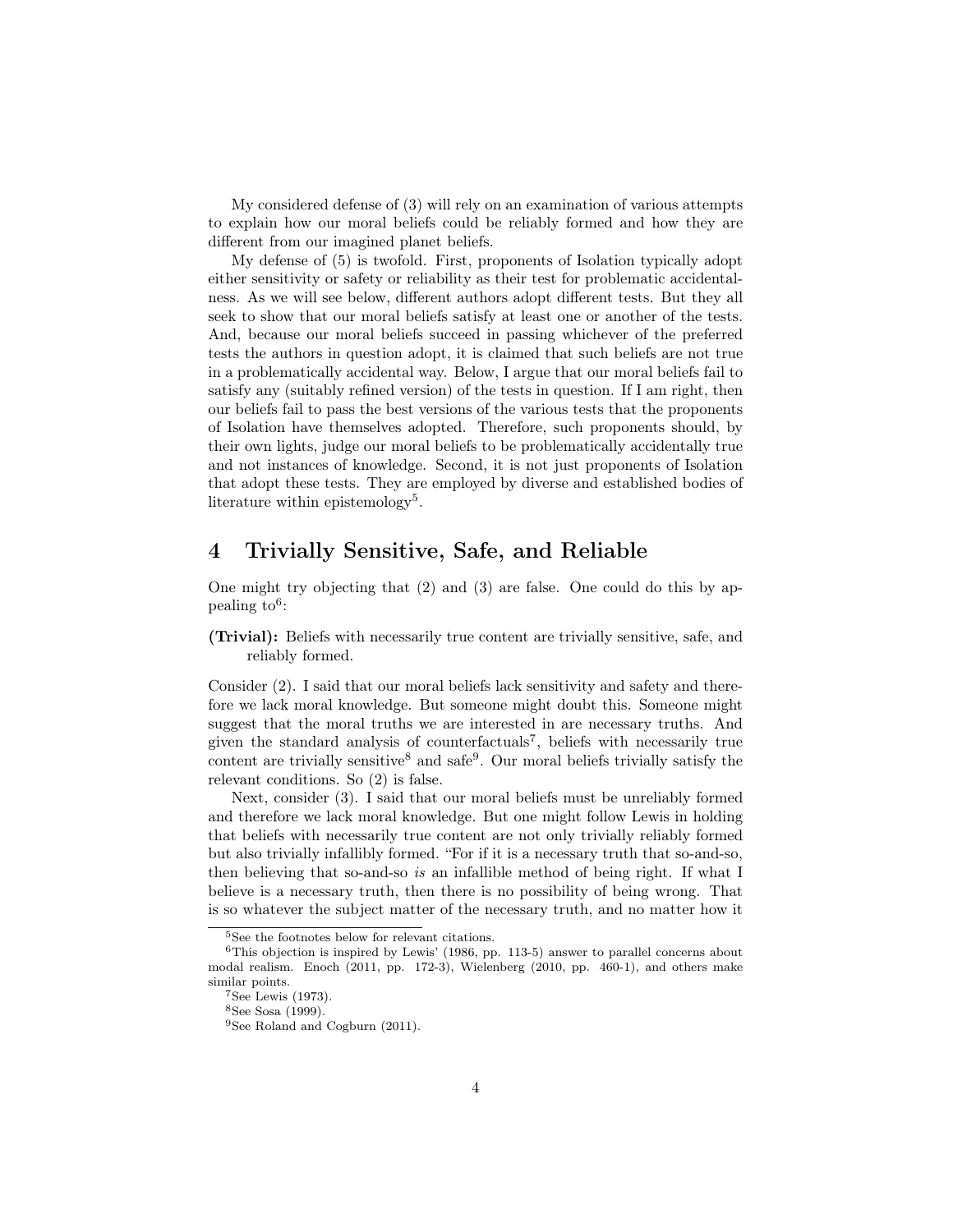My considered defense of (3) will rely on an examination of various attempts to explain how our moral beliefs could be reliably formed and how they are different from our imagined planet beliefs.

My defense of (5) is twofold. First, proponents of Isolation typically adopt either sensitivity or safety or reliability as their test for problematic accidentalness. As we will see below, different authors adopt different tests. But they all seek to show that our moral beliefs satisfy at least one or another of the tests. And, because our moral beliefs succeed in passing whichever of the preferred tests the authors in question adopt, it is claimed that such beliefs are not true in a problematically accidental way. Below, I argue that our moral beliefs fail to satisfy any (suitably refined version) of the tests in question. If I am right, then our beliefs fail to pass the best versions of the various tests that the proponents of Isolation have themselves adopted. Therefore, such proponents should, by their own lights, judge our moral beliefs to be problematically accidentally true and not instances of knowledge. Second, it is not just proponents of Isolation that adopt these tests. They are employed by diverse and established bodies of literature within epistemology[5].

# 4 Trivially Sensitive, Safe, and Reliable

One might try objecting that (2) and (3) are false. One could do this by appealing to[6]:

**(Trivial):** Beliefs with necessarily true content are trivially sensitive, safe, and reliably formed.

Consider (2). I said that our moral beliefs lack sensitivity and safety and therefore we lack moral knowledge. But someone might doubt this. Someone might suggest that the moral truths we are interested in are necessary truths. And given the standard analysis of counterfactuals[7], beliefs with necessarily true content are trivially sensitive[8] and safe[9]. Our moral beliefs trivially satisfy the relevant conditions. So (2) is false.

Next, consider (3). I said that our moral beliefs must be unreliably formed and therefore we lack moral knowledge. But one might follow Lewis in holding that beliefs with necessarily true content are not only trivially reliably formed but also trivially infallibly formed. "For if it is a necessary truth that so-and-so, then believing that so-and-so *is* an infallible method of being right. If what I believe is a necessary truth, then there is no possibility of being wrong. That is so whatever the subject matter of the necessary truth, and no matter how it

[5] See the footnotes below for relevant citations.

[6] This objection is inspired by Lewis' (1986, pp. 113-5) answer to parallel concerns about modal realism. Enoch (2011, pp. 172-3), Wielenberg (2010, pp. 460-1), and others make similar points.

[7] See Lewis (1973).

[8] See Sosa (1999).

[9] See Roland and Cogburn (2011).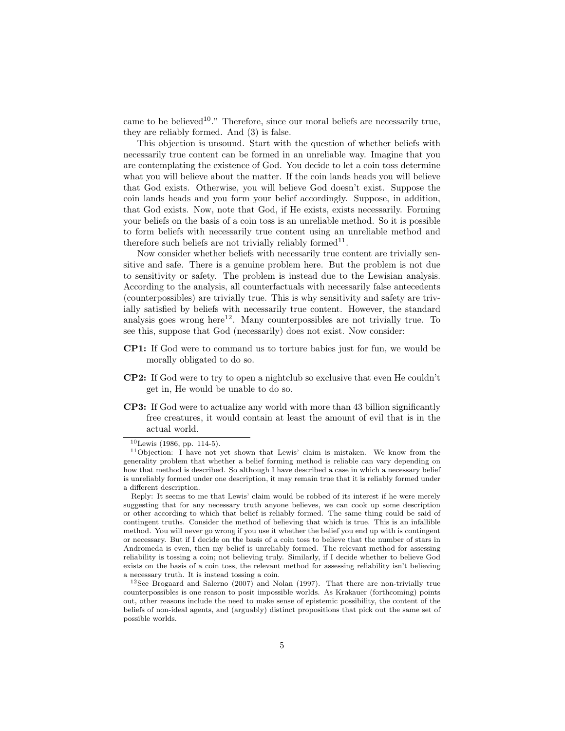came to be believed[10]." Therefore, since our moral beliefs are necessarily true, they are reliably formed. And (3) is false.

This objection is unsound. Start with the question of whether beliefs with necessarily true content can be formed in an unreliable way. Imagine that you are contemplating the existence of God. You decide to let a coin toss determine what you will believe about the matter. If the coin lands heads you will believe that God exists. Otherwise, you will believe God doesn't exist. Suppose the coin lands heads and you form your belief accordingly. Suppose, in addition, that God exists. Now, note that God, if He exists, exists necessarily. Forming your beliefs on the basis of a coin toss is an unreliable method. So it is possible to form beliefs with necessarily true content using an unreliable method and therefore such beliefs are not trivially reliably formed[11].

Now consider whether beliefs with necessarily true content are trivially sensitive and safe. There is a genuine problem here. But the problem is not due to sensitivity or safety. The problem is instead due to the Lewisian analysis. According to the analysis, all counterfactuals with necessarily false antecedents (counterpossibles) are trivially true. This is why sensitivity and safety are trivially satisfied by beliefs with necessarily true content. However, the standard analysis goes wrong here[12]. Many counterpossibles are not trivially true. To see this, suppose that God (necessarily) does not exist. Now consider:

**CP1:** If God were to command us to torture babies just for fun, we would be morally obligated to do so.

**CP2:** If God were to try to open a nightclub so exclusive that even He couldn't get in, He would be unable to do so.

**CP3:** If God were to actualize any world with more than 43 billion significantly free creatures, it would contain at least the amount of evil that is in the actual world.

---

[10] Lewis (1986, pp. 114-5).

[11] Objection: I have not yet shown that Lewis' claim is mistaken. We know from the generality problem that whether a belief forming method is reliable can vary depending on how that method is described. So although I have described a case in which a necessary belief is unreliably formed under one description, it may remain true that it is reliably formed under a different description.

Reply: It seems to me that Lewis' claim would be robbed of its interest if he were merely suggesting that for any necessary truth anyone believes, we can cook up some description or other according to which that belief is reliably formed. The same thing could be said of contingent truths. Consider the method of believing that which is true. This is an infallible method. You will never go wrong if you use it whether the belief you end up with is contingent or necessary. But if I decide on the basis of a coin toss to believe that the number of stars in Andromeda is even, then my belief is unreliably formed. The relevant method for assessing reliability is tossing a coin; not believing truly. Similarly, if I decide whether to believe God exists on the basis of a coin toss, the relevant method for assessing reliability isn't believing a necessary truth. It is instead tossing a coin.

[12] See Brogaard and Salerno (2007) and Nolan (1997). That there are non-trivially true counterpossibles is one reason to posit impossible worlds. As Krakauer (forthcoming) points out, other reasons include the need to make sense of epistemic possibility, the content of the beliefs of non-ideal agents, and (arguably) distinct propositions that pick out the same set of possible worlds.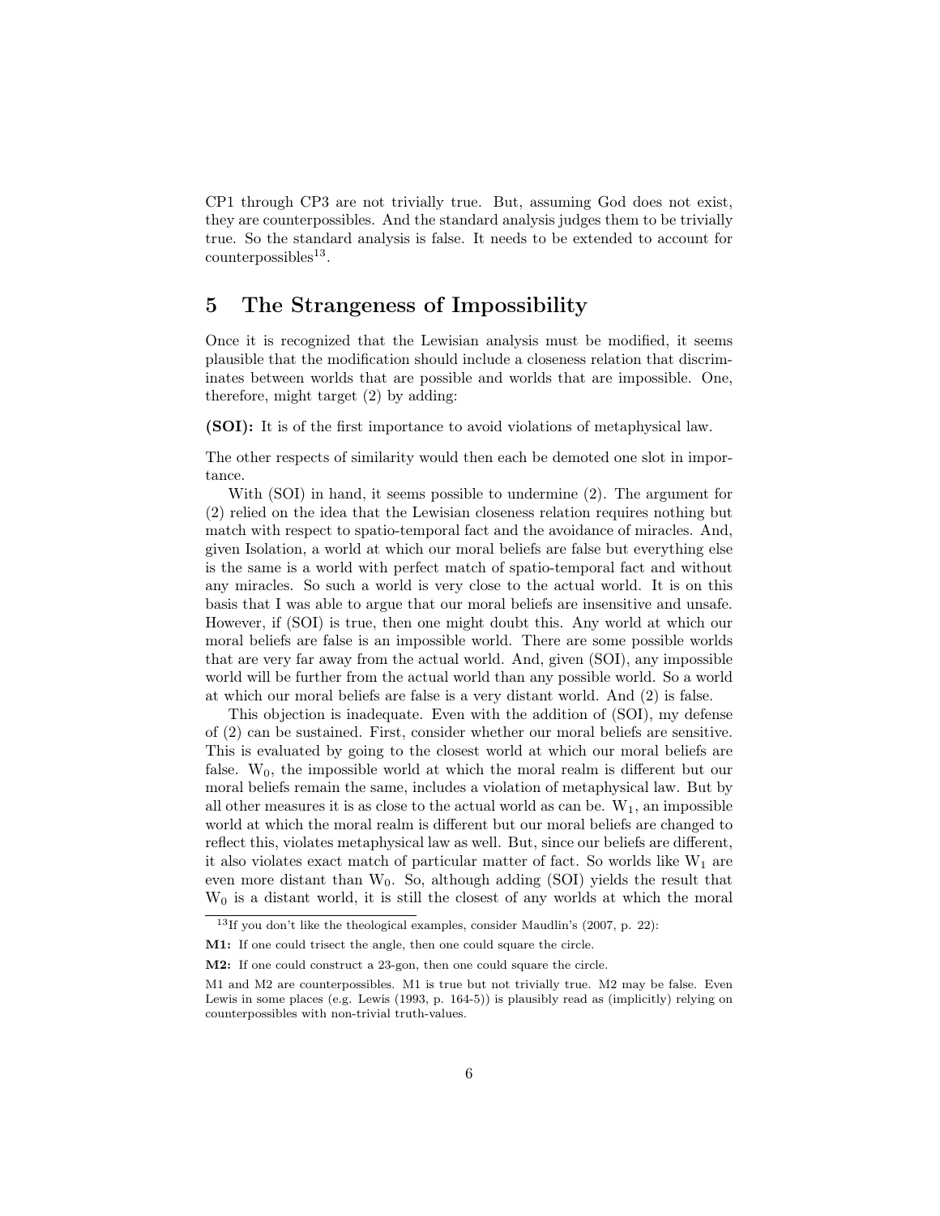CP1 through CP3 are not trivially true. But, assuming God does not exist, they are counterpossibles. And the standard analysis judges them to be trivially true. So the standard analysis is false. It needs to be extended to account for counterpossibles[13].

## 5 The Strangeness of Impossibility

Once it is recognized that the Lewisian analysis must be modified, it seems plausible that the modification should include a closeness relation that discriminates between worlds that are possible and worlds that are impossible. One, therefore, might target (2) by adding:

**(SOI):** It is of the first importance to avoid violations of metaphysical law.

The other respects of similarity would then each be demoted one slot in importance.

With (SOI) in hand, it seems possible to undermine (2). The argument for (2) relied on the idea that the Lewisian closeness relation requires nothing but match with respect to spatio-temporal fact and the avoidance of miracles. And, given Isolation, a world at which our moral beliefs are false but everything else is the same is a world with perfect match of spatio-temporal fact and without any miracles. So such a world is very close to the actual world. It is on this basis that I was able to argue that our moral beliefs are insensitive and unsafe. However, if (SOI) is true, then one might doubt this. Any world at which our moral beliefs are false is an impossible world. There are some possible worlds that are very far away from the actual world. And, given (SOI), any impossible world will be further from the actual world than any possible world. So a world at which our moral beliefs are false is a very distant world. And (2) is false.

This objection is inadequate. Even with the addition of (SOI), my defense of (2) can be sustained. First, consider whether our moral beliefs are sensitive. This is evaluated by going to the closest world at which our moral beliefs are false. $W_0$, the impossible world at which the moral realm is different but our moral beliefs remain the same, includes a violation of metaphysical law. But by all other measures it is as close to the actual world as can be. $W_1$, an impossible world at which the moral realm is different but our moral beliefs are changed to reflect this, violates metaphysical law as well. But, since our beliefs are different, it also violates exact match of particular matter of fact. So worlds like $W_1$ are even more distant than $W_0$. So, although adding (SOI) yields the result that $W_0$ is a distant world, it is still the closest of any worlds at which the moral

---

[13] If you don't like the theological examples, consider Maudlin's (2007, p. 22):

**M1:** If one could trisect the angle, then one could square the circle.

**M2:** If one could construct a 23-gon, then one could square the circle.

M1 and M2 are counterpossibles. M1 is true but not trivially true. M2 may be false. Even Lewis in some places (e.g. Lewis (1993, p. 164-5)) is plausibly read as (implicitly) relying on counterpossibles with non-trivial truth-values.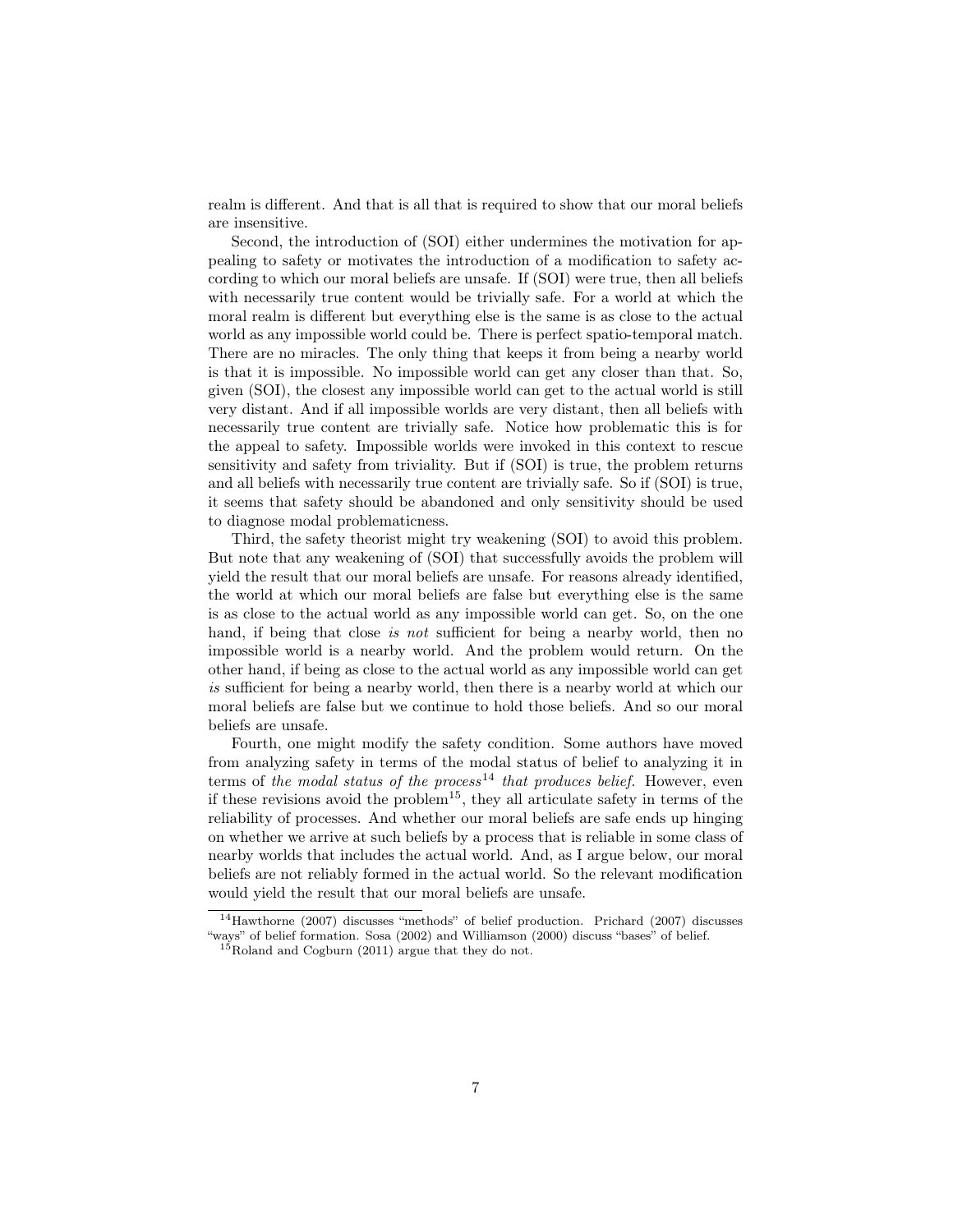realm is different. And that is all that is required to show that our moral beliefs are insensitive.

Second, the introduction of (SOI) either undermines the motivation for appealing to safety or motivates the introduction of a modification to safety according to which our moral beliefs are unsafe. If (SOI) were true, then all beliefs with necessarily true content would be trivially safe. For a world at which the moral realm is different but everything else is the same is as close to the actual world as any impossible world could be. There is perfect spatio-temporal match. There are no miracles. The only thing that keeps it from being a nearby world is that it is impossible. No impossible world can get any closer than that. So, given (SOI), the closest any impossible world can get to the actual world is still very distant. And if all impossible worlds are very distant, then all beliefs with necessarily true content are trivially safe. Notice how problematic this is for the appeal to safety. Impossible worlds were invoked in this context to rescue sensitivity and safety from triviality. But if (SOI) is true, the problem returns and all beliefs with necessarily true content are trivially safe. So if (SOI) is true, it seems that safety should be abandoned and only sensitivity should be used to diagnose modal problematicness.

Third, the safety theorist might try weakening (SOI) to avoid this problem. But note that any weakening of (SOI) that successfully avoids the problem will yield the result that our moral beliefs are unsafe. For reasons already identified, the world at which our moral beliefs are false but everything else is the same is as close to the actual world as any impossible world can get. So, on the one hand, if being that close *is not* sufficient for being a nearby world, then no impossible world is a nearby world. And the problem would return. On the other hand, if being as close to the actual world as any impossible world can get *is* sufficient for being a nearby world, then there is a nearby world at which our moral beliefs are false but we continue to hold those beliefs. And so our moral beliefs are unsafe.

Fourth, one might modify the safety condition. Some authors have moved from analyzing safety in terms of the modal status of belief to analyzing it in terms of *the modal status of the process*[14] *that produces belief*. However, even if these revisions avoid the problem[15], they all articulate safety in terms of the reliability of processes. And whether our moral beliefs are safe ends up hinging on whether we arrive at such beliefs by a process that is reliable in some class of nearby worlds that includes the actual world. And, as I argue below, our moral beliefs are not reliably formed in the actual world. So the relevant modification would yield the result that our moral beliefs are unsafe.

[14] Hawthorne (2007) discusses "methods" of belief production. Prichard (2007) discusses "ways" of belief formation. Sosa (2002) and Williamson (2000) discuss "bases" of belief.

[15] Roland and Cogburn (2011) argue that they do not.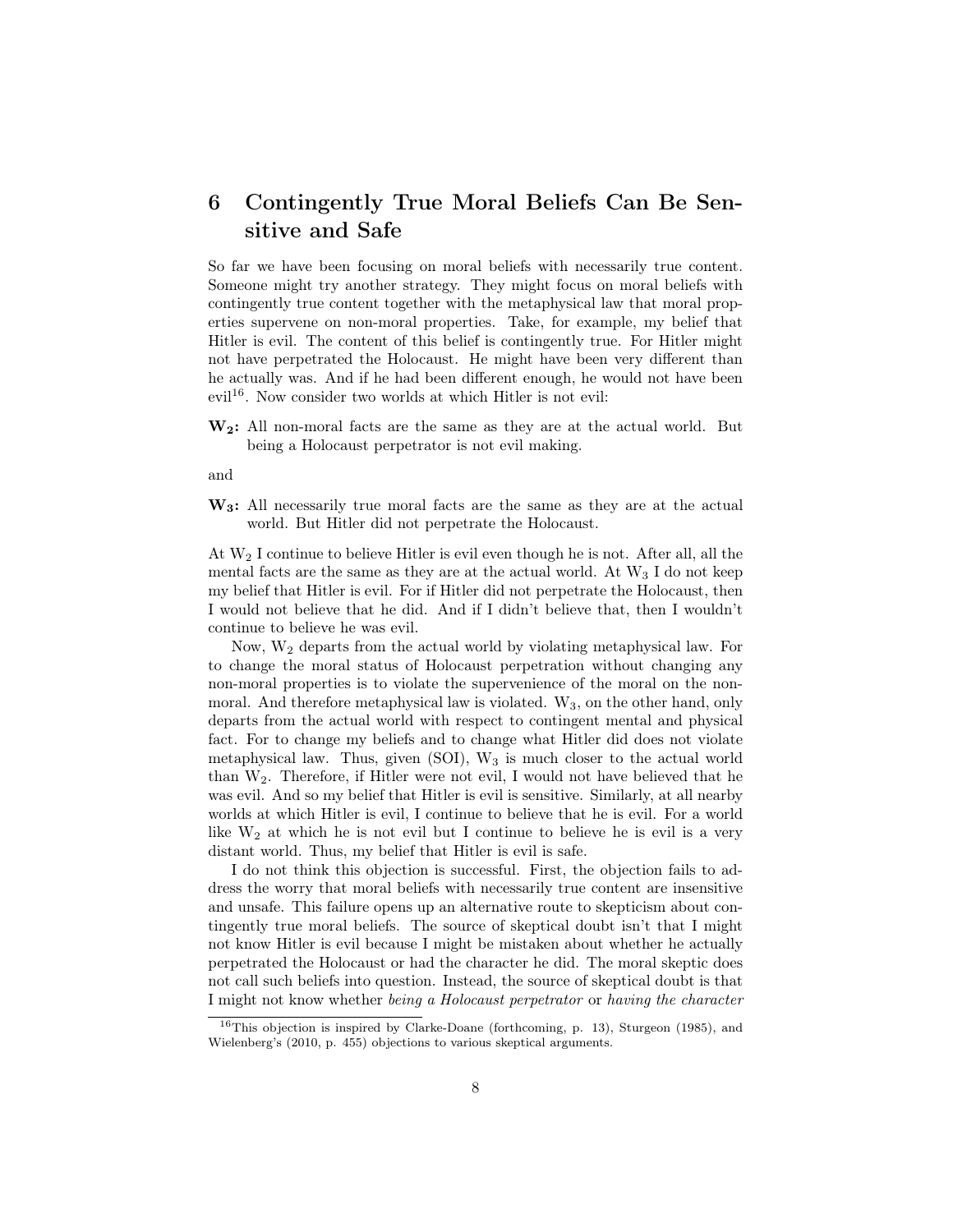## 6 Contingently True Moral Beliefs Can Be Sensitive and Safe

So far we have been focusing on moral beliefs with necessarily true content. Someone might try another strategy. They might focus on moral beliefs with contingently true content together with the metaphysical law that moral properties supervene on non-moral properties. Take, for example, my belief that Hitler is evil. The content of this belief is contingently true. For Hitler might not have perpetrated the Holocaust. He might have been very different than he actually was. And if he had been different enough, he would not have been evil[16]. Now consider two worlds at which Hitler is not evil:

**$W_2$:** All non-moral facts are the same as they are at the actual world. But being a Holocaust perpetrator is not evil making.

and

**$W_3$:** All necessarily true moral facts are the same as they are at the actual world. But Hitler did not perpetrate the Holocaust.

At $W_2$ I continue to believe Hitler is evil even though he is not. After all, all the mental facts are the same as they are at the actual world. At $W_3$ I do not keep my belief that Hitler is evil. For if Hitler did not perpetrate the Holocaust, then I would not believe that he did. And if I didn't believe that, then I wouldn't continue to believe he was evil.

Now, $W_2$ departs from the actual world by violating metaphysical law. For to change the moral status of Holocaust perpetration without changing any non-moral properties is to violate the supervenience of the moral on the non-moral. And therefore metaphysical law is violated. $W_3$, on the other hand, only departs from the actual world with respect to contingent mental and physical fact. For to change my beliefs and to change what Hitler did does not violate metaphysical law. Thus, given (SOI), $W_3$ is much closer to the actual world than $W_2$. Therefore, if Hitler were not evil, I would not have believed that he was evil. And so my belief that Hitler is evil is sensitive. Similarly, at all nearby worlds at which Hitler is evil, I continue to believe that he is evil. For a world like $W_2$ at which he is not evil but I continue to believe he is evil is a very distant world. Thus, my belief that Hitler is evil is safe.

I do not think this objection is successful. First, the objection fails to address the worry that moral beliefs with necessarily true content are insensitive and unsafe. This failure opens up an alternative route to skepticism about contingently true moral beliefs. The source of skeptical doubt isn't that I might not know Hitler is evil because I might be mistaken about whether he actually perpetrated the Holocaust or had the character he did. The moral skeptic does not call such beliefs into question. Instead, the source of skeptical doubt is that I might not know whether *being a Holocaust perpetrator* or *having the character*

[16] This objection is inspired by Clarke-Doane (forthcoming, p. 13), Sturgeon (1985), and Wielenberg's (2010, p. 455) objections to various skeptical arguments.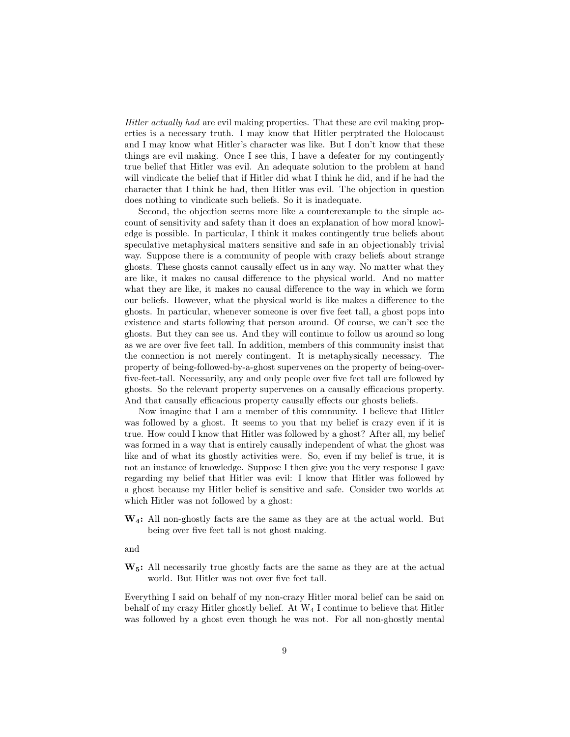*Hitler actually had* are evil making properties. That these are evil making properties is a necessary truth. I may know that Hitler perptrated the Holocaust and I may know what Hitler's character was like. But I don't know that these things are evil making. Once I see this, I have a defeater for my contingently true belief that Hitler was evil. An adequate solution to the problem at hand will vindicate the belief that if Hitler did what I think he did, and if he had the character that I think he had, then Hitler was evil. The objection in question does nothing to vindicate such beliefs. So it is inadequate.

Second, the objection seems more like a counterexample to the simple account of sensitivity and safety than it does an explanation of how moral knowledge is possible. In particular, I think it makes contingently true beliefs about speculative metaphysical matters sensitive and safe in an objectionably trivial way. Suppose there is a community of people with crazy beliefs about strange ghosts. These ghosts cannot causally effect us in any way. No matter what they are like, it makes no causal difference to the physical world. And no matter what they are like, it makes no causal difference to the way in which we form our beliefs. However, what the physical world is like makes a difference to the ghosts. In particular, whenever someone is over five feet tall, a ghost pops into existence and starts following that person around. Of course, we can't see the ghosts. But they can see us. And they will continue to follow us around so long as we are over five feet tall. In addition, members of this community insist that the connection is not merely contingent. It is metaphysically necessary. The property of being-followed-by-a-ghost supervenes on the property of being-over-five-feet-tall. Necessarily, any and only people over five feet tall are followed by ghosts. So the relevant property supervenes on a causally efficacious property. And that causally efficacious property causally effects our ghosts beliefs.

Now imagine that I am a member of this community. I believe that Hitler was followed by a ghost. It seems to you that my belief is crazy even if it is true. How could I know that Hitler was followed by a ghost? After all, my belief was formed in a way that is entirely causally independent of what the ghost was like and of what its ghostly activities were. So, even if my belief is true, it is not an instance of knowledge. Suppose I then give you the very response I gave regarding my belief that Hitler was evil: I know that Hitler was followed by a ghost because my Hitler belief is sensitive and safe. Consider two worlds at which Hitler was not followed by a ghost:

**$W_4$:** All non-ghostly facts are the same as they are at the actual world. But being over five feet tall is not ghost making.

and

**$W_5$:** All necessarily true ghostly facts are the same as they are at the actual world. But Hitler was not over five feet tall.

Everything I said on behalf of my non-crazy Hitler moral belief can be said on behalf of my crazy Hitler ghostly belief. At $W_4$ I continue to believe that Hitler was followed by a ghost even though he was not. For all non-ghostly mental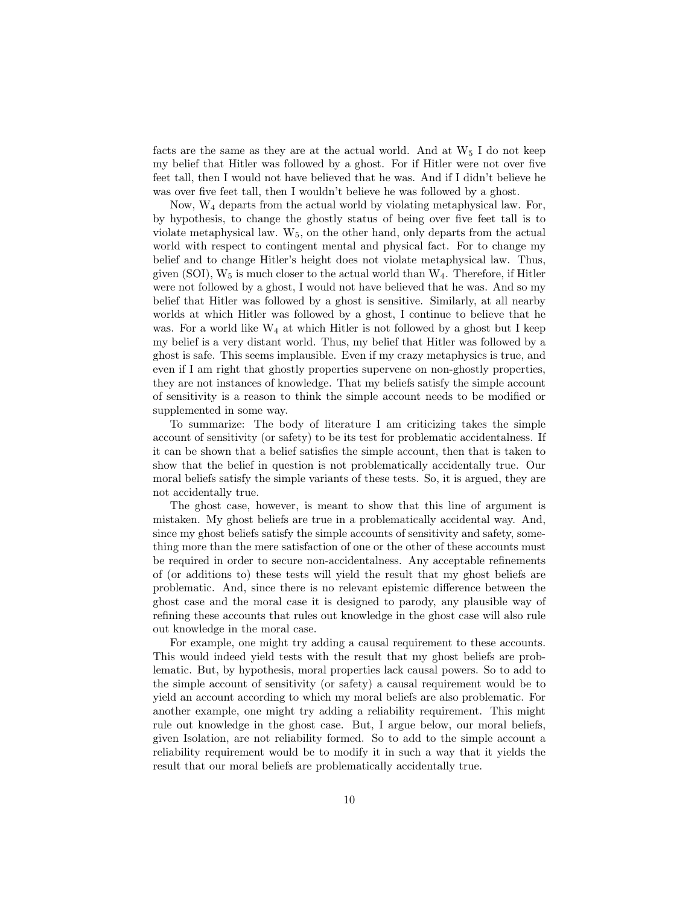facts are the same as they are at the actual world. And at $W_5$ I do not keep my belief that Hitler was followed by a ghost. For if Hitler were not over five feet tall, then I would not have believed that he was. And if I didn't believe he was over five feet tall, then I wouldn't believe he was followed by a ghost.

Now, $W_4$ departs from the actual world by violating metaphysical law. For, by hypothesis, to change the ghostly status of being over five feet tall is to violate metaphysical law. $W_5$, on the other hand, only departs from the actual world with respect to contingent mental and physical fact. For to change my belief and to change Hitler's height does not violate metaphysical law. Thus, given (SOI), $W_5$ is much closer to the actual world than $W_4$. Therefore, if Hitler were not followed by a ghost, I would not have believed that he was. And so my belief that Hitler was followed by a ghost is sensitive. Similarly, at all nearby worlds at which Hitler was followed by a ghost, I continue to believe that he was. For a world like $W_4$ at which Hitler is not followed by a ghost but I keep my belief is a very distant world. Thus, my belief that Hitler was followed by a ghost is safe. This seems implausible. Even if my crazy metaphysics is true, and even if I am right that ghostly properties supervene on non-ghostly properties, they are not instances of knowledge. That my beliefs satisfy the simple account of sensitivity is a reason to think the simple account needs to be modified or supplemented in some way.

To summarize: The body of literature I am criticizing takes the simple account of sensitivity (or safety) to be its test for problematic accidentalness. If it can be shown that a belief satisfies the simple account, then that is taken to show that the belief in question is not problematically accidentally true. Our moral beliefs satisfy the simple variants of these tests. So, it is argued, they are not accidentally true.

The ghost case, however, is meant to show that this line of argument is mistaken. My ghost beliefs are true in a problematically accidental way. And, since my ghost beliefs satisfy the simple accounts of sensitivity and safety, something more than the mere satisfaction of one or the other of these accounts must be required in order to secure non-accidentalness. Any acceptable refinements of (or additions to) these tests will yield the result that my ghost beliefs are problematic. And, since there is no relevant epistemic difference between the ghost case and the moral case it is designed to parody, any plausible way of refining these accounts that rules out knowledge in the ghost case will also rule out knowledge in the moral case.

For example, one might try adding a causal requirement to these accounts. This would indeed yield tests with the result that my ghost beliefs are problematic. But, by hypothesis, moral properties lack causal powers. So to add to the simple account of sensitivity (or safety) a causal requirement would be to yield an account according to which my moral beliefs are also problematic. For another example, one might try adding a reliability requirement. This might rule out knowledge in the ghost case. But, I argue below, our moral beliefs, given Isolation, are not reliability formed. So to add to the simple account a reliability requirement would be to modify it in such a way that it yields the result that our moral beliefs are problematically accidentally true.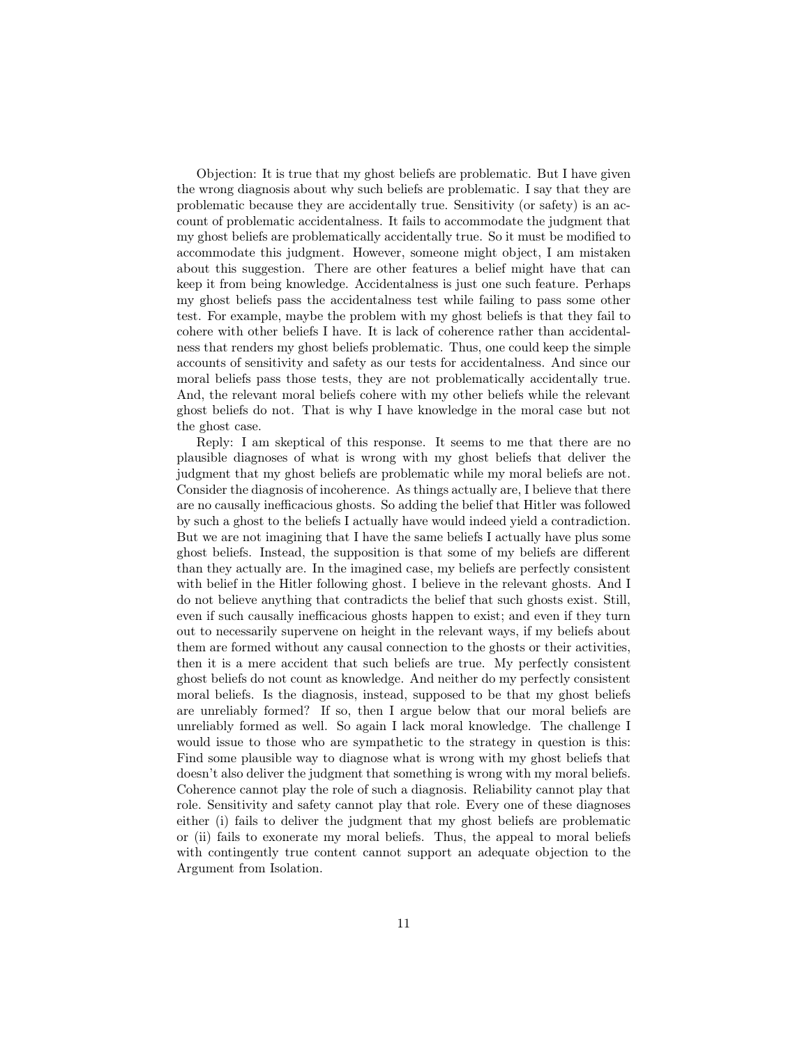Objection: It is true that my ghost beliefs are problematic. But I have given the wrong diagnosis about why such beliefs are problematic. I say that they are problematic because they are accidentally true. Sensitivity (or safety) is an account of problematic accidentalness. It fails to accommodate the judgment that my ghost beliefs are problematically accidentally true. So it must be modified to accommodate this judgment. However, someone might object, I am mistaken about this suggestion. There are other features a belief might have that can keep it from being knowledge. Accidentalness is just one such feature. Perhaps my ghost beliefs pass the accidentalness test while failing to pass some other test. For example, maybe the problem with my ghost beliefs is that they fail to cohere with other beliefs I have. It is lack of coherence rather than accidentalness that renders my ghost beliefs problematic. Thus, one could keep the simple accounts of sensitivity and safety as our tests for accidentalness. And since our moral beliefs pass those tests, they are not problematically accidentally true. And, the relevant moral beliefs cohere with my other beliefs while the relevant ghost beliefs do not. That is why I have knowledge in the moral case but not the ghost case.

Reply: I am skeptical of this response. It seems to me that there are no plausible diagnoses of what is wrong with my ghost beliefs that deliver the judgment that my ghost beliefs are problematic while my moral beliefs are not. Consider the diagnosis of incoherence. As things actually are, I believe that there are no causally inefficacious ghosts. So adding the belief that Hitler was followed by such a ghost to the beliefs I actually have would indeed yield a contradiction. But we are not imagining that I have the same beliefs I actually have plus some ghost beliefs. Instead, the supposition is that some of my beliefs are different than they actually are. In the imagined case, my beliefs are perfectly consistent with belief in the Hitler following ghost. I believe in the relevant ghosts. And I do not believe anything that contradicts the belief that such ghosts exist. Still, even if such causally inefficacious ghosts happen to exist; and even if they turn out to necessarily supervene on height in the relevant ways, if my beliefs about them are formed without any causal connection to the ghosts or their activities, then it is a mere accident that such beliefs are true. My perfectly consistent ghost beliefs do not count as knowledge. And neither do my perfectly consistent moral beliefs. Is the diagnosis, instead, supposed to be that my ghost beliefs are unreliably formed? If so, then I argue below that our moral beliefs are unreliably formed as well. So again I lack moral knowledge. The challenge I would issue to those who are sympathetic to the strategy in question is this: Find some plausible way to diagnose what is wrong with my ghost beliefs that doesn't also deliver the judgment that something is wrong with my moral beliefs. Coherence cannot play the role of such a diagnosis. Reliability cannot play that role. Sensitivity and safety cannot play that role. Every one of these diagnoses either (i) fails to deliver the judgment that my ghost beliefs are problematic or (ii) fails to exonerate my moral beliefs. Thus, the appeal to moral beliefs with contingently true content cannot support an adequate objection to the Argument from Isolation.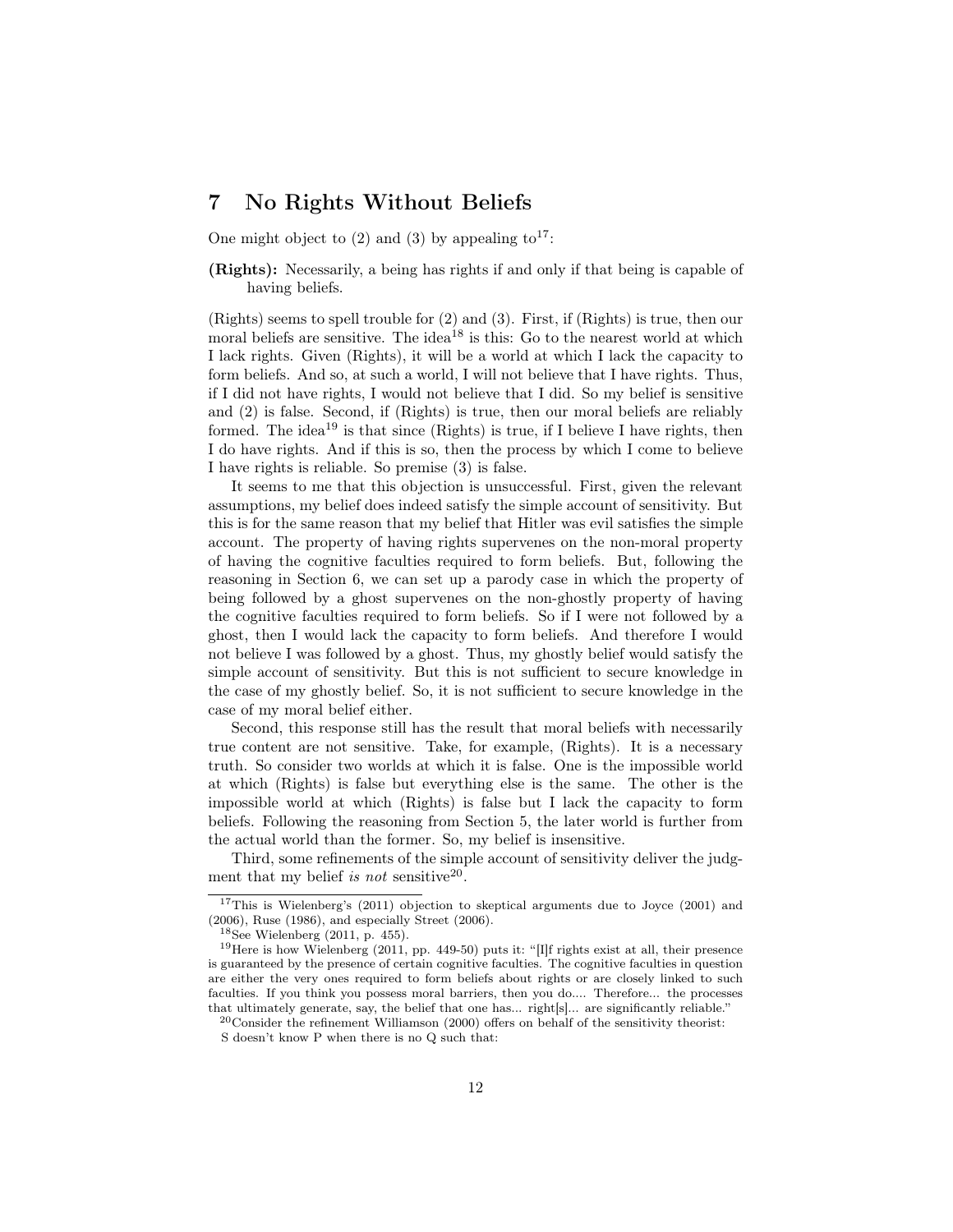## 7 No Rights Without Beliefs

One might object to (2) and (3) by appealing to[17]:

**(Rights):** Necessarily, a being has rights if and only if that being is capable of having beliefs.

(Rights) seems to spell trouble for (2) and (3). First, if (Rights) is true, then our moral beliefs are sensitive. The idea[18] is this: Go to the nearest world at which I lack rights. Given (Rights), it will be a world at which I lack the capacity to form beliefs. And so, at such a world, I will not believe that I have rights. Thus, if I did not have rights, I would not believe that I did. So my belief is sensitive and (2) is false. Second, if (Rights) is true, then our moral beliefs are reliably formed. The idea[19] is that since (Rights) is true, if I believe I have rights, then I do have rights. And if this is so, then the process by which I come to believe I have rights is reliable. So premise (3) is false.

It seems to me that this objection is unsuccessful. First, given the relevant assumptions, my belief does indeed satisfy the simple account of sensitivity. But this is for the same reason that my belief that Hitler was evil satisfies the simple account. The property of having rights supervenes on the non-moral property of having the cognitive faculties required to form beliefs. But, following the reasoning in Section 6, we can set up a parody case in which the property of being followed by a ghost supervenes on the non-ghostly property of having the cognitive faculties required to form beliefs. So if I were not followed by a ghost, then I would lack the capacity to form beliefs. And therefore I would not believe I was followed by a ghost. Thus, my ghostly belief would satisfy the simple account of sensitivity. But this is not sufficient to secure knowledge in the case of my ghostly belief. So, it is not sufficient to secure knowledge in the case of my moral belief either.

Second, this response still has the result that moral beliefs with necessarily true content are not sensitive. Take, for example, (Rights). It is a necessary truth. So consider two worlds at which it is false. One is the impossible world at which (Rights) is false but everything else is the same. The other is the impossible world at which (Rights) is false but I lack the capacity to form beliefs. Following the reasoning from Section 5, the later world is further from the actual world than the former. So, my belief is insensitive.

Third, some refinements of the simple account of sensitivity deliver the judgment that my belief *is not* sensitive[20].

---

[17] This is Wielenberg's (2011) objection to skeptical arguments due to Joyce (2001) and (2006), Ruse (1986), and especially Street (2006).

[18] See Wielenberg (2011, p. 455).

[19] Here is how Wielenberg (2011, pp. 449-50) puts it: "[I]f rights exist at all, their presence is guaranteed by the presence of certain cognitive faculties. The cognitive faculties in question are either the very ones required to form beliefs about rights or are closely linked to such faculties. If you think you possess moral barriers, then you do.... Therefore... the processes that ultimately generate, say, the belief that one has... right[s]... are significantly reliable."

[20] Consider the refinement Williamson (2000) offers on behalf of the sensitivity theorist:
S doesn't know P when there is no Q such that: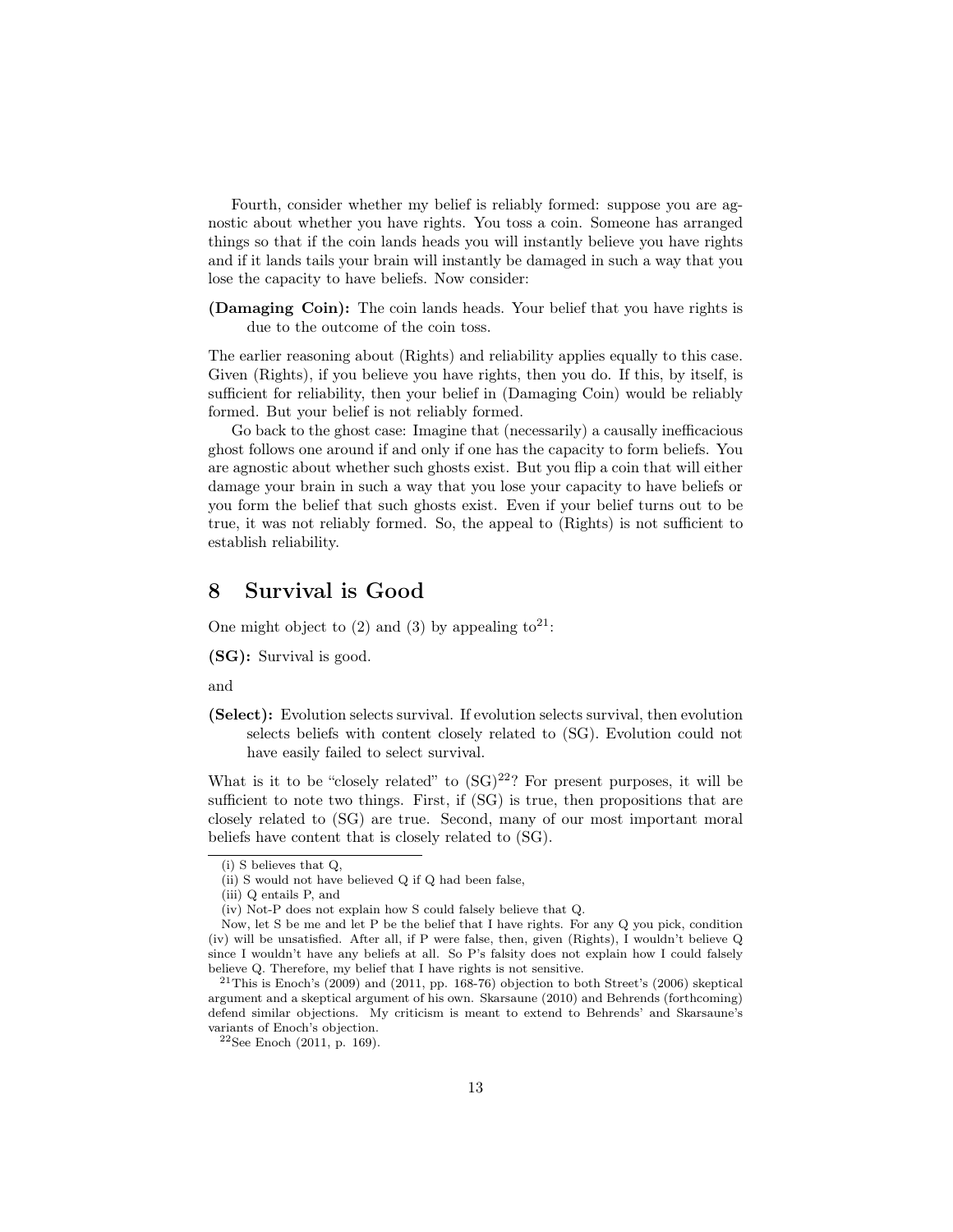Fourth, consider whether my belief is reliably formed: suppose you are agnostic about whether you have rights. You toss a coin. Someone has arranged things so that if the coin lands heads you will instantly believe you have rights and if it lands tails your brain will instantly be damaged in such a way that you lose the capacity to have beliefs. Now consider:

**(Damaging Coin):** The coin lands heads. Your belief that you have rights is due to the outcome of the coin toss.

The earlier reasoning about (Rights) and reliability applies equally to this case. Given (Rights), if you believe you have rights, then you do. If this, by itself, is sufficient for reliability, then your belief in (Damaging Coin) would be reliably formed. But your belief is not reliably formed.

Go back to the ghost case: Imagine that (necessarily) a causally inefficacious ghost follows one around if and only if one has the capacity to form beliefs. You are agnostic about whether such ghosts exist. But you flip a coin that will either damage your brain in such a way that you lose your capacity to have beliefs or you form the belief that such ghosts exist. Even if your belief turns out to be true, it was not reliably formed. So, the appeal to (Rights) is not sufficient to establish reliability.

## 8 Survival is Good

One might object to (2) and (3) by appealing to[21]:

**(SG):** Survival is good.

and

**(Select):** Evolution selects survival. If evolution selects survival, then evolution selects beliefs with content closely related to (SG). Evolution could not have easily failed to select survival.

What is it to be "closely related" to (SG)[22]? For present purposes, it will be sufficient to note two things. First, if (SG) is true, then propositions that are closely related to (SG) are true. Second, many of our most important moral beliefs have content that is closely related to (SG).

---

(i) S believes that Q,

(ii) S would not have believed Q if Q had been false,

(iii) Q entails P, and

(iv) Not-P does not explain how S could falsely believe that Q.

Now, let S be me and let P be the belief that I have rights. For any Q you pick, condition (iv) will be unsatisfied. After all, if P were false, then, given (Rights), I wouldn't believe Q since I wouldn't have any beliefs at all. So P's falsity does not explain how I could falsely believe Q. Therefore, my belief that I have rights is not sensitive.

[21]This is Enoch's (2009) and (2011, pp. 168-76) objection to both Street's (2006) skeptical argument and a skeptical argument of his own. Skarsaune (2010) and Behrends (forthcoming) defend similar objections. My criticism is meant to extend to Behrends' and Skarsaune's variants of Enoch's objection.

[22]See Enoch (2011, p. 169).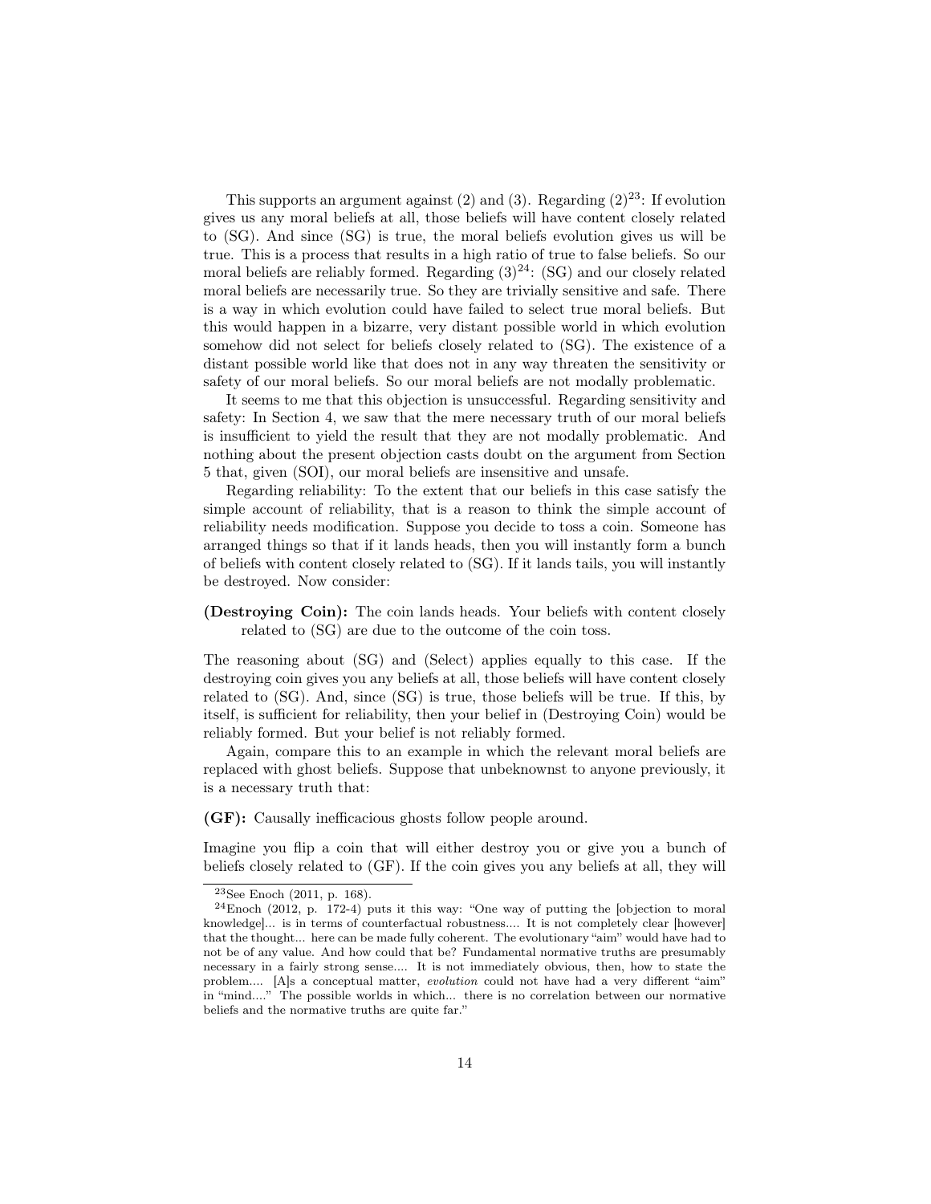This supports an argument against (2) and (3). Regarding (2)[23]: If evolution gives us any moral beliefs at all, those beliefs will have content closely related to (SG). And since (SG) is true, the moral beliefs evolution gives us will be true. This is a process that results in a high ratio of true to false beliefs. So our moral beliefs are reliably formed. Regarding (3)[24]: (SG) and our closely related moral beliefs are necessarily true. So they are trivially sensitive and safe. There is a way in which evolution could have failed to select true moral beliefs. But this would happen in a bizarre, very distant possible world in which evolution somehow did not select for beliefs closely related to (SG). The existence of a distant possible world like that does not in any way threaten the sensitivity or safety of our moral beliefs. So our moral beliefs are not modally problematic.

It seems to me that this objection is unsuccessful. Regarding sensitivity and safety: In Section 4, we saw that the mere necessary truth of our moral beliefs is insufficient to yield the result that they are not modally problematic. And nothing about the present objection casts doubt on the argument from Section 5 that, given (SOI), our moral beliefs are insensitive and unsafe.

Regarding reliability: To the extent that our beliefs in this case satisfy the simple account of reliability, that is a reason to think the simple account of reliability needs modification. Suppose you decide to toss a coin. Someone has arranged things so that if it lands heads, then you will instantly form a bunch of beliefs with content closely related to (SG). If it lands tails, you will instantly be destroyed. Now consider:

**(Destroying Coin):** The coin lands heads. Your beliefs with content closely related to (SG) are due to the outcome of the coin toss.

The reasoning about (SG) and (Select) applies equally to this case. If the destroying coin gives you any beliefs at all, those beliefs will have content closely related to (SG). And, since (SG) is true, those beliefs will be true. If this, by itself, is sufficient for reliability, then your belief in (Destroying Coin) would be reliably formed. But your belief is not reliably formed.

Again, compare this to an example in which the relevant moral beliefs are replaced with ghost beliefs. Suppose that unbeknownst to anyone previously, it is a necessary truth that:

**(GF):** Causally inefficacious ghosts follow people around.

Imagine you flip a coin that will either destroy you or give you a bunch of beliefs closely related to (GF). If the coin gives you any beliefs at all, they will

---

[23] See Enoch (2011, p. 168).

[24] Enoch (2012, p. 172-4) puts it this way: "One way of putting the [objection to moral knowledge]... is in terms of counterfactual robustness.... It is not completely clear [however] that the thought... here can be made fully coherent. The evolutionary "aim" would have had to not be of any value. And how could that be? Fundamental normative truths are presumably necessary in a fairly strong sense.... It is not immediately obvious, then, how to state the problem.... [A]s a conceptual matter, *evolution* could not have had a very different "aim" in "mind...." The possible worlds in which... there is no correlation between our normative beliefs and the normative truths are quite far."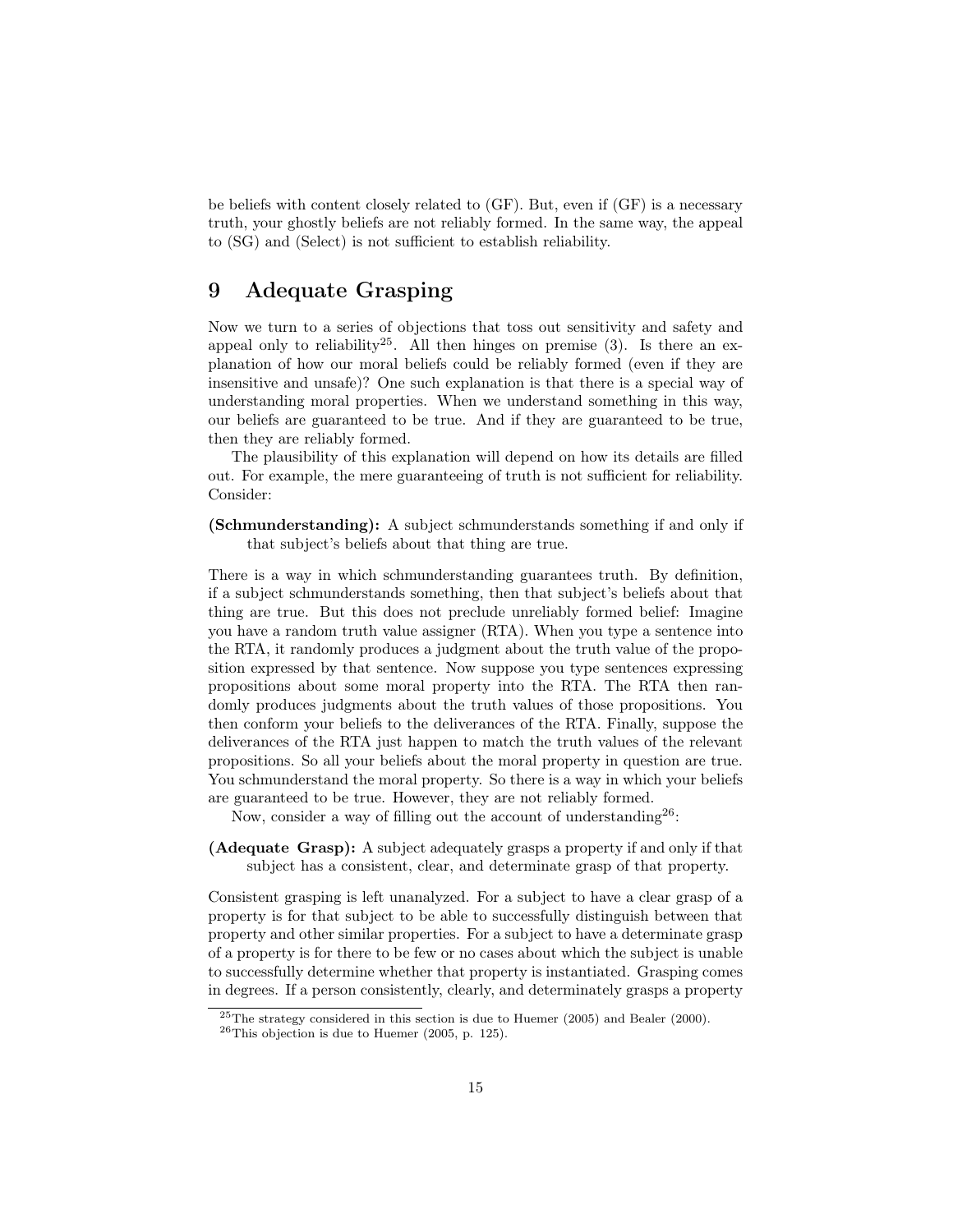be beliefs with content closely related to (GF). But, even if (GF) is a necessary truth, your ghostly beliefs are not reliably formed. In the same way, the appeal to (SG) and (Select) is not sufficient to establish reliability.

## 9 Adequate Grasping

Now we turn to a series of objections that toss out sensitivity and safety and appeal only to reliability[25]. All then hinges on premise (3). Is there an explanation of how our moral beliefs could be reliably formed (even if they are insensitive and unsafe)? One such explanation is that there is a special way of understanding moral properties. When we understand something in this way, our beliefs are guaranteed to be true. And if they are guaranteed to be true, then they are reliably formed.

The plausibility of this explanation will depend on how its details are filled out. For example, the mere guaranteeing of truth is not sufficient for reliability. Consider:

**(Schmunderstanding):** A subject schmunderstands something if and only if that subject's beliefs about that thing are true.

There is a way in which schmunderstanding guarantees truth. By definition, if a subject schmunderstands something, then that subject's beliefs about that thing are true. But this does not preclude unreliably formed belief: Imagine you have a random truth value assigner (RTA). When you type a sentence into the RTA, it randomly produces a judgment about the truth value of the proposition expressed by that sentence. Now suppose you type sentences expressing propositions about some moral property into the RTA. The RTA then randomly produces judgments about the truth values of those propositions. You then conform your beliefs to the deliverances of the RTA. Finally, suppose the deliverances of the RTA just happen to match the truth values of the relevant propositions. So all your beliefs about the moral property in question are true. You schmunderstand the moral property. So there is a way in which your beliefs are guaranteed to be true. However, they are not reliably formed.

Now, consider a way of filling out the account of understanding[26]:

**(Adequate Grasp):** A subject adequately grasps a property if and only if that subject has a consistent, clear, and determinate grasp of that property.

Consistent grasping is left unanalyzed. For a subject to have a clear grasp of a property is for that subject to be able to successfully distinguish between that property and other similar properties. For a subject to have a determinate grasp of a property is for there to be few or no cases about which the subject is unable to successfully determine whether that property is instantiated. Grasping comes in degrees. If a person consistently, clearly, and determinately grasps a property

[25] The strategy considered in this section is due to Huemer (2005) and Bealer (2000).

[26] This objection is due to Huemer (2005, p. 125).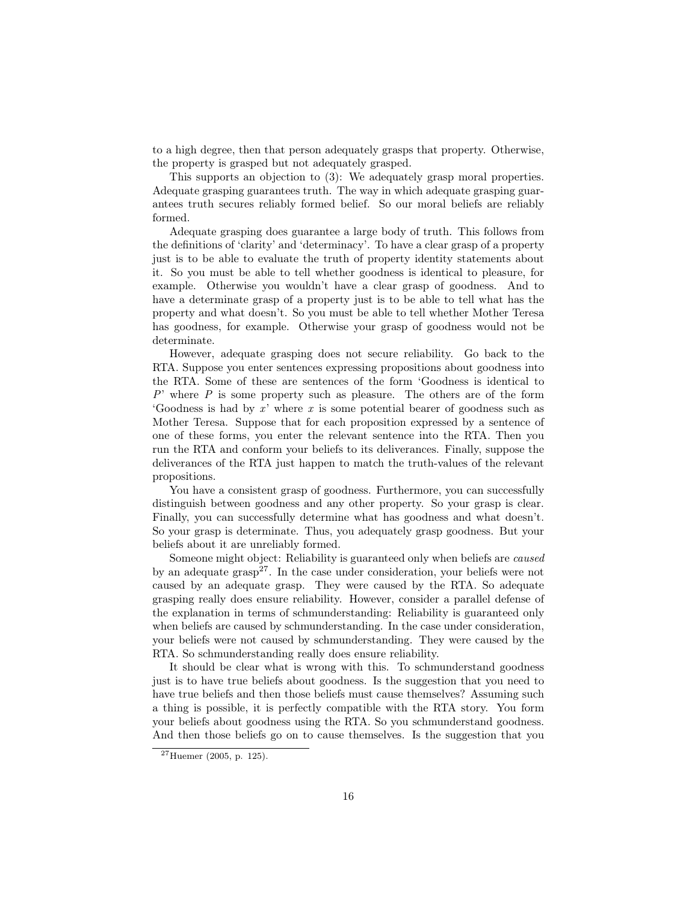to a high degree, then that person adequately grasps that property. Otherwise, the property is grasped but not adequately grasped.

This supports an objection to (3): We adequately grasp moral properties. Adequate grasping guarantees truth. The way in which adequate grasping guarantees truth secures reliably formed belief. So our moral beliefs are reliably formed.

Adequate grasping does guarantee a large body of truth. This follows from the definitions of 'clarity' and 'determinacy'. To have a clear grasp of a property just is to be able to evaluate the truth of property identity statements about it. So you must be able to tell whether goodness is identical to pleasure, for example. Otherwise you wouldn't have a clear grasp of goodness. And to have a determinate grasp of a property just is to be able to tell what has the property and what doesn't. So you must be able to tell whether Mother Teresa has goodness, for example. Otherwise your grasp of goodness would not be determinate.

However, adequate grasping does not secure reliability. Go back to the RTA. Suppose you enter sentences expressing propositions about goodness into the RTA. Some of these are sentences of the form 'Goodness is identical to $P$' where $P$ is some property such as pleasure. The others are of the form 'Goodness is had by $x$' where $x$ is some potential bearer of goodness such as Mother Teresa. Suppose that for each proposition expressed by a sentence of one of these forms, you enter the relevant sentence into the RTA. Then you run the RTA and conform your beliefs to its deliverances. Finally, suppose the deliverances of the RTA just happen to match the truth-values of the relevant propositions.

You have a consistent grasp of goodness. Furthermore, you can successfully distinguish between goodness and any other property. So your grasp is clear. Finally, you can successfully determine what has goodness and what doesn't. So your grasp is determinate. Thus, you adequately grasp goodness. But your beliefs about it are unreliably formed.

Someone might object: Reliability is guaranteed only when beliefs are *caused* by an adequate grasp[27]. In the case under consideration, your beliefs were not caused by an adequate grasp. They were caused by the RTA. So adequate grasping really does ensure reliability. However, consider a parallel defense of the explanation in terms of schmunderstanding: Reliability is guaranteed only when beliefs are caused by schmunderstanding. In the case under consideration, your beliefs were not caused by schmunderstanding. They were caused by the RTA. So schmunderstanding really does ensure reliability.

It should be clear what is wrong with this. To schmunderstand goodness just is to have true beliefs about goodness. Is the suggestion that you need to have true beliefs and then those beliefs must cause themselves? Assuming such a thing is possible, it is perfectly compatible with the RTA story. You form your beliefs about goodness using the RTA. So you schmunderstand goodness. And then those beliefs go on to cause themselves. Is the suggestion that you

[27] Huemer (2005, p. 125).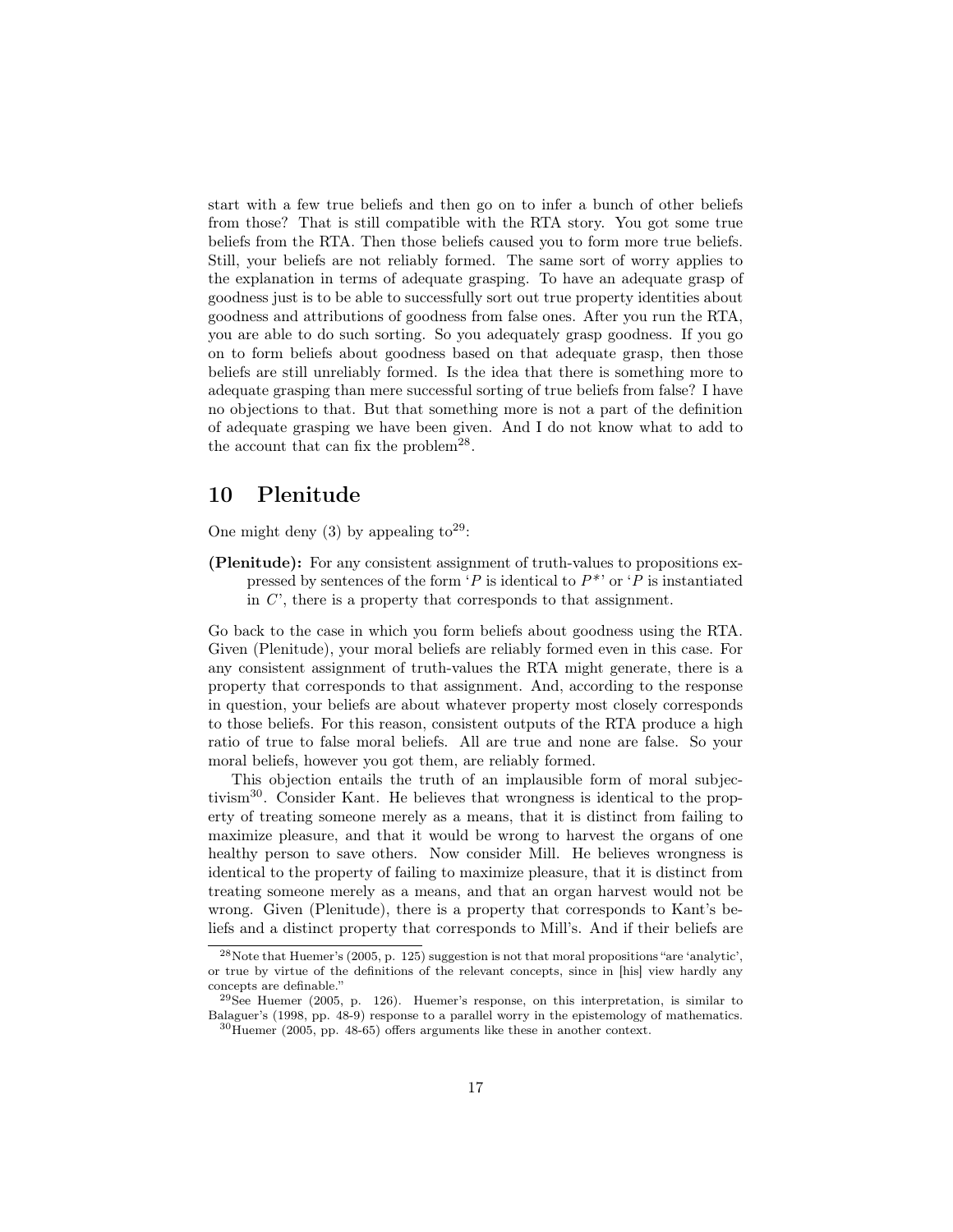start with a few true beliefs and then go on to infer a bunch of other beliefs from those? That is still compatible with the RTA story. You got some true beliefs from the RTA. Then those beliefs caused you to form more true beliefs. Still, your beliefs are not reliably formed. The same sort of worry applies to the explanation in terms of adequate grasping. To have an adequate grasp of goodness just is to be able to successfully sort out true property identities about goodness and attributions of goodness from false ones. After you run the RTA, you are able to do such sorting. So you adequately grasp goodness. If you go on to form beliefs about goodness based on that adequate grasp, then those beliefs are still unreliably formed. Is the idea that there is something more to adequate grasping than mere successful sorting of true beliefs from false? I have no objections to that. But that something more is not a part of the definition of adequate grasping we have been given. And I do not know what to add to the account that can fix the problem[28].

## 10 Plenitude

One might deny (3) by appealing to[29]:

**(Plenitude):** For any consistent assignment of truth-values to propositions expressed by sentences of the form '$P$ is identical to $P^*$' or '$P$ is instantiated in $C$', there is a property that corresponds to that assignment.

Go back to the case in which you form beliefs about goodness using the RTA. Given (Plenitude), your moral beliefs are reliably formed even in this case. For any consistent assignment of truth-values the RTA might generate, there is a property that corresponds to that assignment. And, according to the response in question, your beliefs are about whatever property most closely corresponds to those beliefs. For this reason, consistent outputs of the RTA produce a high ratio of true to false moral beliefs. All are true and none are false. So your moral beliefs, however you got them, are reliably formed.

This objection entails the truth of an implausible form of moral subjectivism[30]. Consider Kant. He believes that wrongness is identical to the property of treating someone merely as a means, that it is distinct from failing to maximize pleasure, and that it would be wrong to harvest the organs of one healthy person to save others. Now consider Mill. He believes wrongness is identical to the property of failing to maximize pleasure, that it is distinct from treating someone merely as a means, and that an organ harvest would not be wrong. Given (Plenitude), there is a property that corresponds to Kant's beliefs and a distinct property that corresponds to Mill's. And if their beliefs are

---

[28] Note that Huemer's (2005, p. 125) suggestion is not that moral propositions "are 'analytic', or true by virtue of the definitions of the relevant concepts, since in [his] view hardly any concepts are definable."

[29] See Huemer (2005, p. 126). Huemer's response, on this interpretation, is similar to Balaguer's (1998, pp. 48-9) response to a parallel worry in the epistemology of mathematics.

[30] Huemer (2005, pp. 48-65) offers arguments like these in another context.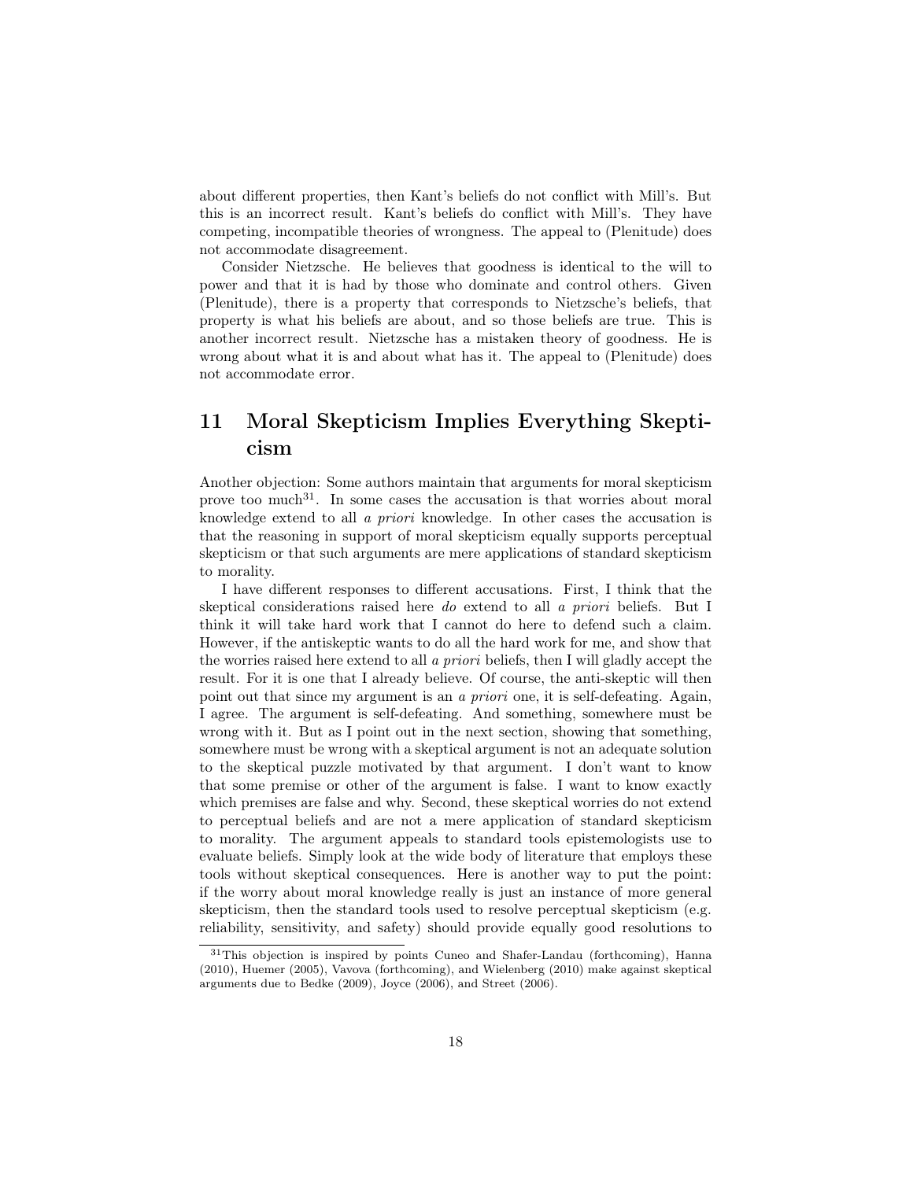about different properties, then Kant's beliefs do not conflict with Mill's. But this is an incorrect result. Kant's beliefs do conflict with Mill's. They have competing, incompatible theories of wrongness. The appeal to (Plenitude) does not accommodate disagreement.

Consider Nietzsche. He believes that goodness is identical to the will to power and that it is had by those who dominate and control others. Given (Plenitude), there is a property that corresponds to Nietzsche's beliefs, that property is what his beliefs are about, and so those beliefs are true. This is another incorrect result. Nietzsche has a mistaken theory of goodness. He is wrong about what it is and about what has it. The appeal to (Plenitude) does not accommodate error.

## 11 Moral Skepticism Implies Everything Skepticism

Another objection: Some authors maintain that arguments for moral skepticism prove too much[31]. In some cases the accusation is that worries about moral knowledge extend to all *a priori* knowledge. In other cases the accusation is that the reasoning in support of moral skepticism equally supports perceptual skepticism or that such arguments are mere applications of standard skepticism to morality.

I have different responses to different accusations. First, I think that the skeptical considerations raised here *do* extend to all *a priori* beliefs. But I think it will take hard work that I cannot do here to defend such a claim. However, if the antiskeptic wants to do all the hard work for me, and show that the worries raised here extend to all *a priori* beliefs, then I will gladly accept the result. For it is one that I already believe. Of course, the anti-skeptic will then point out that since my argument is an *a priori* one, it is self-defeating. Again, I agree. The argument is self-defeating. And something, somewhere must be wrong with it. But as I point out in the next section, showing that something, somewhere must be wrong with a skeptical argument is not an adequate solution to the skeptical puzzle motivated by that argument. I don't want to know that some premise or other of the argument is false. I want to know exactly which premises are false and why. Second, these skeptical worries do not extend to perceptual beliefs and are not a mere application of standard skepticism to morality. The argument appeals to standard tools epistemologists use to evaluate beliefs. Simply look at the wide body of literature that employs these tools without skeptical consequences. Here is another way to put the point: if the worry about moral knowledge really is just an instance of more general skepticism, then the standard tools used to resolve perceptual skepticism (e.g. reliability, sensitivity, and safety) should provide equally good resolutions to

[31]This objection is inspired by points Cuneo and Shafer-Landau (forthcoming), Hanna (2010), Huemer (2005), Vavova (forthcoming), and Wielenberg (2010) make against skeptical arguments due to Bedke (2009), Joyce (2006), and Street (2006).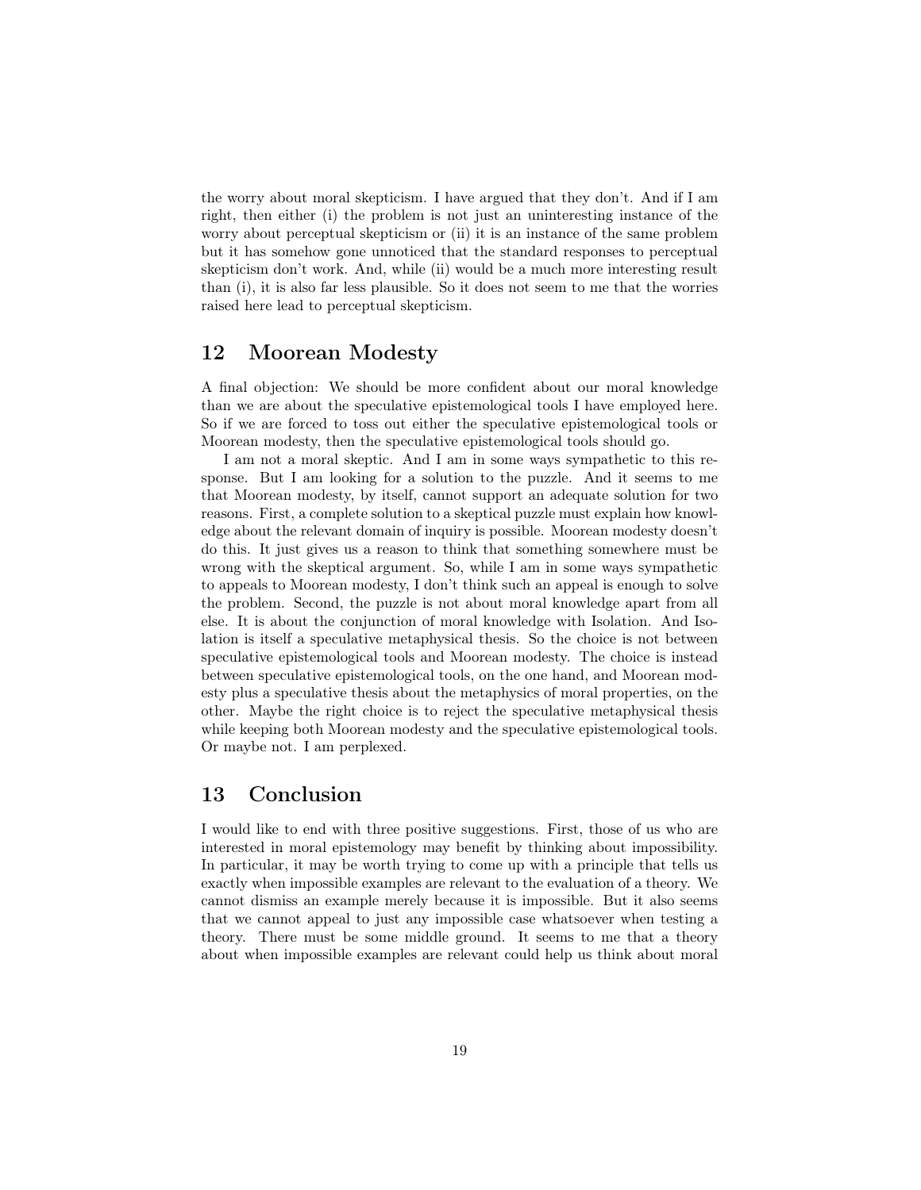the worry about moral skepticism. I have argued that they don't. And if I am right, then either (i) the problem is not just an uninteresting instance of the worry about perceptual skepticism or (ii) it is an instance of the same problem but it has somehow gone unnoticed that the standard responses to perceptual skepticism don't work. And, while (ii) would be a much more interesting result than (i), it is also far less plausible. So it does not seem to me that the worries raised here lead to perceptual skepticism.

## 12 Moorean Modesty

A final objection: We should be more confident about our moral knowledge than we are about the speculative epistemological tools I have employed here. So if we are forced to toss out either the speculative epistemological tools or Moorean modesty, then the speculative epistemological tools should go.

I am not a moral skeptic. And I am in some ways sympathetic to this response. But I am looking for a solution to the puzzle. And it seems to me that Moorean modesty, by itself, cannot support an adequate solution for two reasons. First, a complete solution to a skeptical puzzle must explain how knowledge about the relevant domain of inquiry is possible. Moorean modesty doesn't do this. It just gives us a reason to think that something somewhere must be wrong with the skeptical argument. So, while I am in some ways sympathetic to appeals to Moorean modesty, I don't think such an appeal is enough to solve the problem. Second, the puzzle is not about moral knowledge apart from all else. It is about the conjunction of moral knowledge with Isolation. And Isolation is itself a speculative metaphysical thesis. So the choice is not between speculative epistemological tools and Moorean modesty. The choice is instead between speculative epistemological tools, on the one hand, and Moorean modesty plus a speculative thesis about the metaphysics of moral properties, on the other. Maybe the right choice is to reject the speculative metaphysical thesis while keeping both Moorean modesty and the speculative epistemological tools. Or maybe not. I am perplexed.

## 13 Conclusion

I would like to end with three positive suggestions. First, those of us who are interested in moral epistemology may benefit by thinking about impossibility. In particular, it may be worth trying to come up with a principle that tells us exactly when impossible examples are relevant to the evaluation of a theory. We cannot dismiss an example merely because it is impossible. But it also seems that we cannot appeal to just any impossible case whatsoever when testing a theory. There must be some middle ground. It seems to me that a theory about when impossible examples are relevant could help us think about moral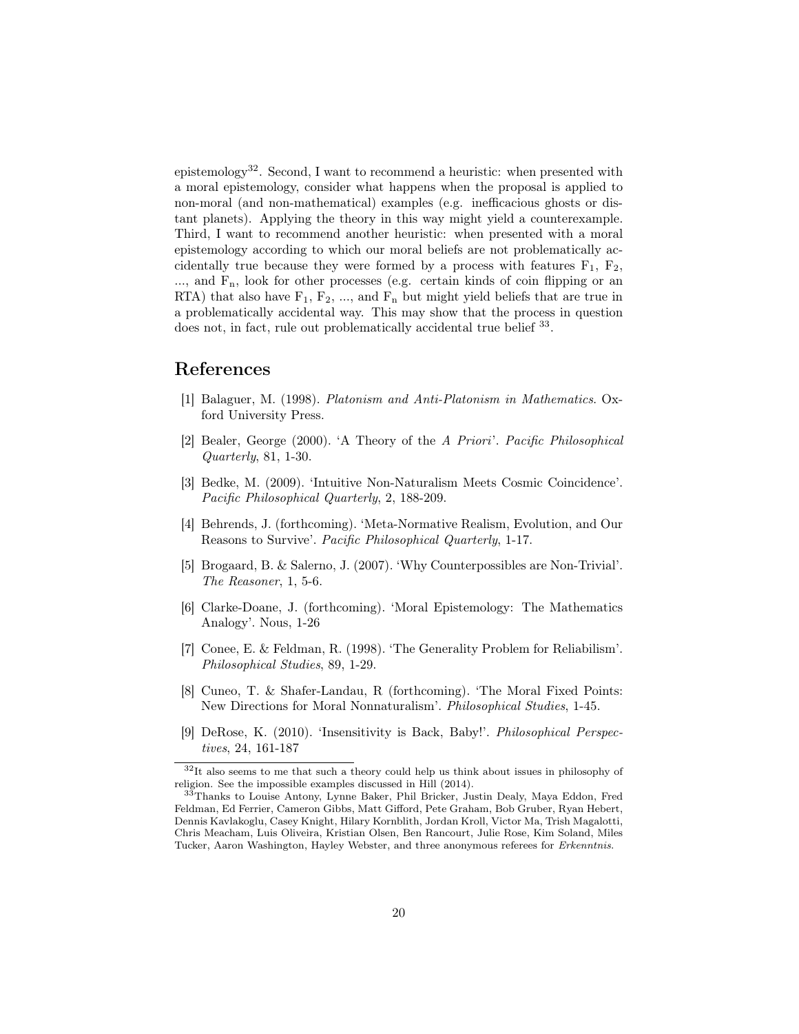epistemology[32]. Second, I want to recommend a heuristic: when presented with a moral epistemology, consider what happens when the proposal is applied to non-moral (and non-mathematical) examples (e.g. inefficacious ghosts or distant planets). Applying the theory in this way might yield a counterexample. Third, I want to recommend another heuristic: when presented with a moral epistemology according to which our moral beliefs are not problematically accidentally true because they were formed by a process with features $F_1$, $F_2$, ..., and $F_n$, look for other processes (e.g. certain kinds of coin flipping or an RTA) that also have $F_1$, $F_2$, ..., and $F_n$ but might yield beliefs that are true in a problematically accidental way. This may show that the process in question does not, in fact, rule out problematically accidental true belief [33].

# References

[1] Balaguer, M. (1998). *Platonism and Anti-Platonism in Mathematics*. Oxford University Press.

[2] Bealer, George (2000). 'A Theory of the *A Priori*'. *Pacific Philosophical Quarterly*, 81, 1-30.

[3] Bedke, M. (2009). 'Intuitive Non-Naturalism Meets Cosmic Coincidence'. *Pacific Philosophical Quarterly*, 2, 188-209.

[4] Behrends, J. (forthcoming). 'Meta-Normative Realism, Evolution, and Our Reasons to Survive'. *Pacific Philosophical Quarterly*, 1-17.

[5] Brogaard, B. & Salerno, J. (2007). 'Why Counterpossibles are Non-Trivial'. *The Reasoner*, 1, 5-6.

[6] Clarke-Doane, J. (forthcoming). 'Moral Epistemology: The Mathematics Analogy'. Nous, 1-26

[7] Conee, E. & Feldman, R. (1998). 'The Generality Problem for Reliabilism'. *Philosophical Studies*, 89, 1-29.

[8] Cuneo, T. & Shafer-Landau, R (forthcoming). 'The Moral Fixed Points: New Directions for Moral Nonnaturalism'. *Philosophical Studies*, 1-45.

[9] DeRose, K. (2010). 'Insensitivity is Back, Baby!'. *Philosophical Perspectives*, 24, 161-187

[32] It also seems to me that such a theory could help us think about issues in philosophy of religion. See the impossible examples discussed in Hill (2014).

[33] Thanks to Louise Antony, Lynne Baker, Phil Bricker, Justin Dealy, Maya Eddon, Fred Feldman, Ed Ferrier, Cameron Gibbs, Matt Gifford, Pete Graham, Bob Gruber, Ryan Hebert, Dennis Kavlakoglu, Casey Knight, Hilary Kornblith, Jordan Kroll, Victor Ma, Trish Magalotti, Chris Meacham, Luis Oliveira, Kristian Olsen, Ben Rancourt, Julie Rose, Kim Soland, Miles Tucker, Aaron Washington, Hayley Webster, and three anonymous referees for *Erkenntnis*.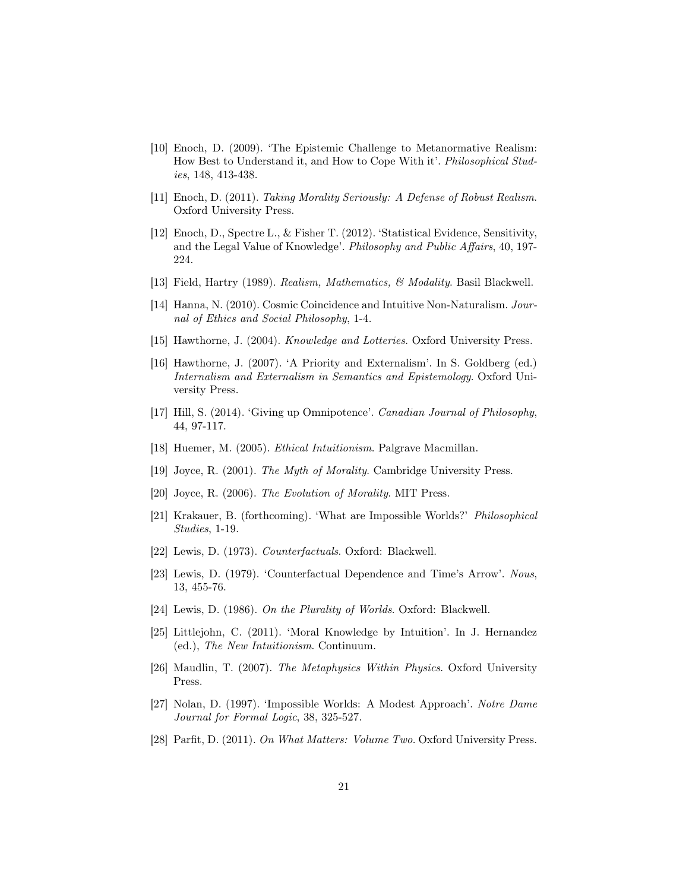[10] Enoch, D. (2009). 'The Epistemic Challenge to Metanormative Realism: How Best to Understand it, and How to Cope With it'. *Philosophical Studies*, 148, 413-438.

[11] Enoch, D. (2011). *Taking Morality Seriously: A Defense of Robust Realism*. Oxford University Press.

[12] Enoch, D., Spectre L., & Fisher T. (2012). 'Statistical Evidence, Sensitivity, and the Legal Value of Knowledge'. *Philosophy and Public Affairs*, 40, 197-224.

[13] Field, Hartry (1989). *Realism, Mathematics, & Modality*. Basil Blackwell.

[14] Hanna, N. (2010). Cosmic Coincidence and Intuitive Non-Naturalism. *Journal of Ethics and Social Philosophy*, 1-4.

[15] Hawthorne, J. (2004). *Knowledge and Lotteries*. Oxford University Press.

[16] Hawthorne, J. (2007). 'A Priority and Externalism'. In S. Goldberg (ed.) *Internalism and Externalism in Semantics and Epistemology*. Oxford University Press.

[17] Hill, S. (2014). 'Giving up Omnipotence'. *Canadian Journal of Philosophy*, 44, 97-117.

[18] Huemer, M. (2005). *Ethical Intuitionism*. Palgrave Macmillan.

[19] Joyce, R. (2001). *The Myth of Morality*. Cambridge University Press.

[20] Joyce, R. (2006). *The Evolution of Morality*. MIT Press.

[21] Krakauer, B. (forthcoming). 'What are Impossible Worlds?' *Philosophical Studies*, 1-19.

[22] Lewis, D. (1973). *Counterfactuals*. Oxford: Blackwell.

[23] Lewis, D. (1979). 'Counterfactual Dependence and Time's Arrow'. *Nous*, 13, 455-76.

[24] Lewis, D. (1986). *On the Plurality of Worlds*. Oxford: Blackwell.

[25] Littlejohn, C. (2011). 'Moral Knowledge by Intuition'. In J. Hernandez (ed.), *The New Intuitionism*. Continuum.

[26] Maudlin, T. (2007). *The Metaphysics Within Physics*. Oxford University Press.

[27] Nolan, D. (1997). 'Impossible Worlds: A Modest Approach'. *Notre Dame Journal for Formal Logic*, 38, 325-527.

[28] Parfit, D. (2011). *On What Matters: Volume Two*. Oxford University Press.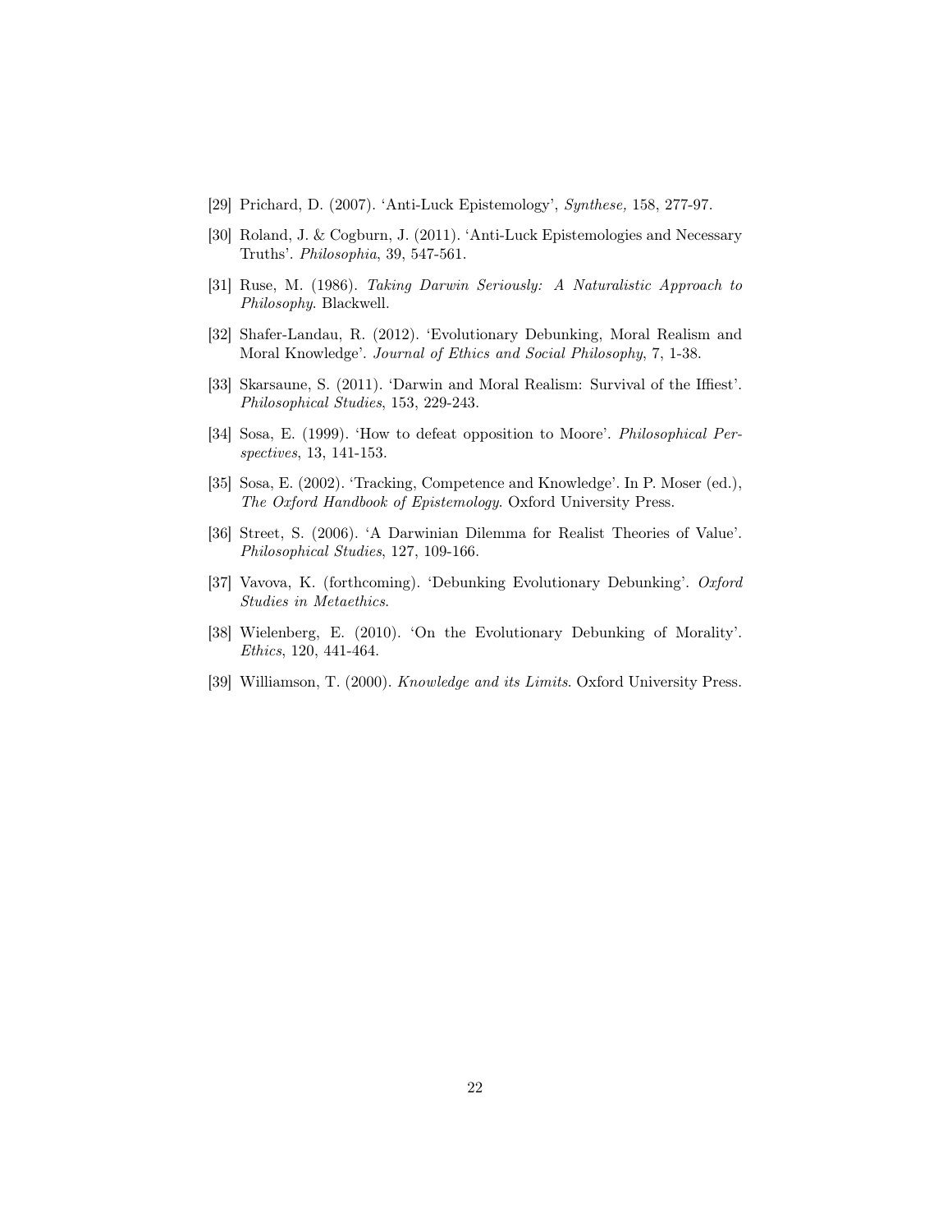[29] Prichard, D. (2007). 'Anti-Luck Epistemology', *Synthese,* 158, 277-97.

[30] Roland, J. & Cogburn, J. (2011). 'Anti-Luck Epistemologies and Necessary Truths'. *Philosophia*, 39, 547-561.

[31] Ruse, M. (1986). *Taking Darwin Seriously: A Naturalistic Approach to Philosophy*. Blackwell.

[32] Shafer-Landau, R. (2012). 'Evolutionary Debunking, Moral Realism and Moral Knowledge'. *Journal of Ethics and Social Philosophy*, 7, 1-38.

[33] Skarsaune, S. (2011). 'Darwin and Moral Realism: Survival of the Iffiest'. *Philosophical Studies*, 153, 229-243.

[34] Sosa, E. (1999). 'How to defeat opposition to Moore'. *Philosophical Perspectives*, 13, 141-153.

[35] Sosa, E. (2002). 'Tracking, Competence and Knowledge'. In P. Moser (ed.), *The Oxford Handbook of Epistemology*. Oxford University Press.

[36] Street, S. (2006). 'A Darwinian Dilemma for Realist Theories of Value'. *Philosophical Studies*, 127, 109-166.

[37] Vavova, K. (forthcoming). 'Debunking Evolutionary Debunking'. *Oxford Studies in Metaethics*.

[38] Wielenberg, E. (2010). 'On the Evolutionary Debunking of Morality'. *Ethics*, 120, 441-464.

[39] Williamson, T. (2000). *Knowledge and its Limits*. Oxford University Press.